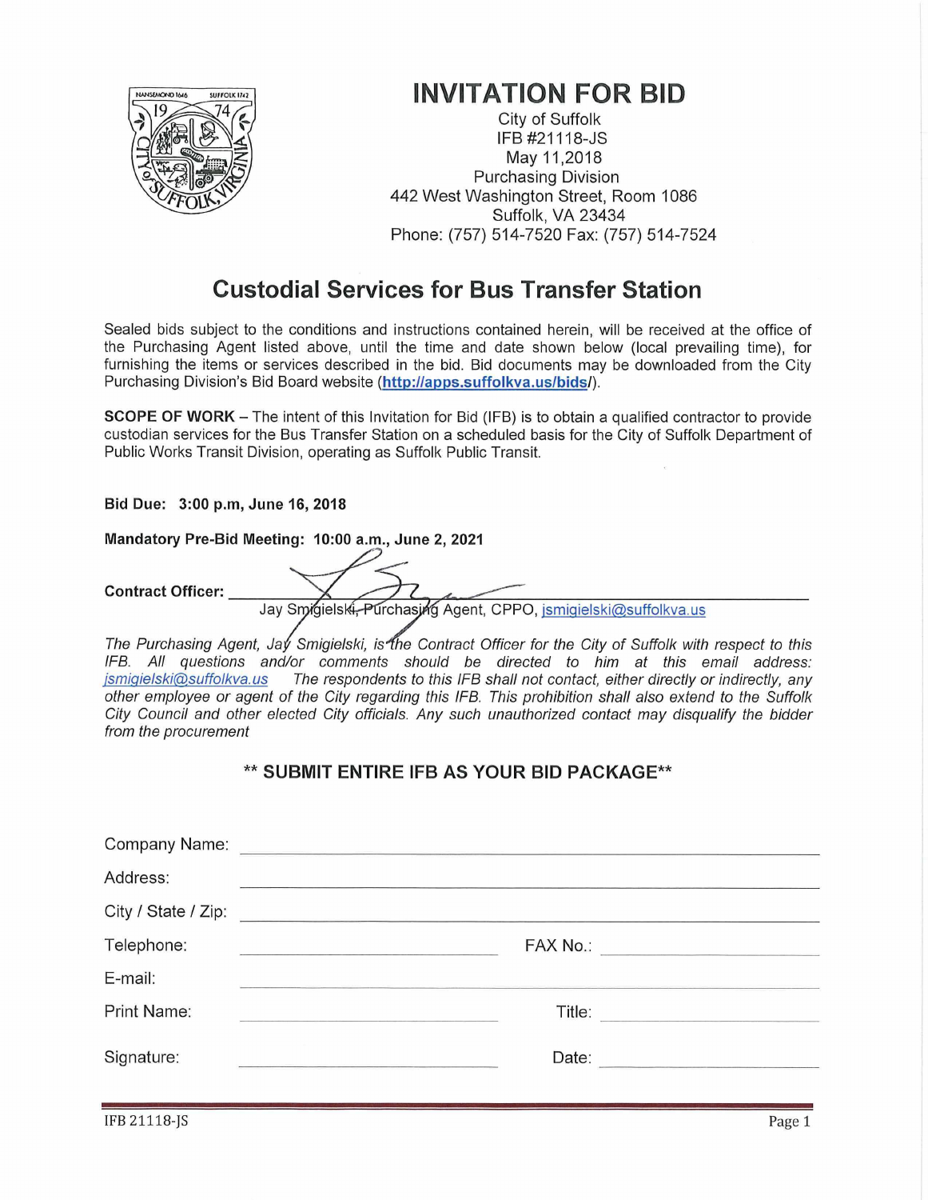# INVITATION FOR BID

City of Suffolk
IFB #21118-JS
May 11,2018
Purchasing Division
442 West Washington Street, Room 1086
Suffolk, VA 23434
Phone: (757) 514-7520 Fax: (757) 514-7524

## Custodial Services for Bus Transfer Station

Sealed bids subject to the conditions and instructions contained herein, will be received at the office of the Purchasing Agent listed above, until the time and date shown below (local prevailing time), for furnishing the items or services described in the bid. Bid documents may be downloaded from the City Purchasing Division's Bid Board website (**http://apps.suffolkva.us/bids/**).

**SCOPE OF WORK** – The intent of this Invitation for Bid (IFB) is to obtain a qualified contractor to provide custodian services for the Bus Transfer Station on a scheduled basis for the City of Suffolk Department of Public Works Transit Division, operating as Suffolk Public Transit.

**Bid Due: 3:00 p.m, June 16, 2018**

**Mandatory Pre-Bid Meeting: 10:00 a.m., June 2, 2021**

**Contract Officer:** ______________________________
Jay Smigielski, Purchasing Agent, CPPO, jsmigielski@suffolkva.us

*The Purchasing Agent, Jay Smigielski, is the Contract Officer for the City of Suffolk with respect to this IFB. All questions and/or comments should be directed to him at this email address: jsmigielski@suffolkva.us The respondents to this IFB shall not contact, either directly or indirectly, any other employee or agent of the City regarding this IFB. This prohibition shall also extend to the Suffolk City Council and other elected City officials. Any such unauthorized contact may disqualify the bidder from the procurement*

### ** SUBMIT ENTIRE IFB AS YOUR BID PACKAGE**

Company Name: ______________________________

Address: ______________________________

City / State / Zip: ______________________________

Telephone: ______________________________ FAX No.: ______________________________

E-mail: ______________________________

Print Name: ______________________________ Title: ______________________________

Signature: ______________________________ Date: ______________________________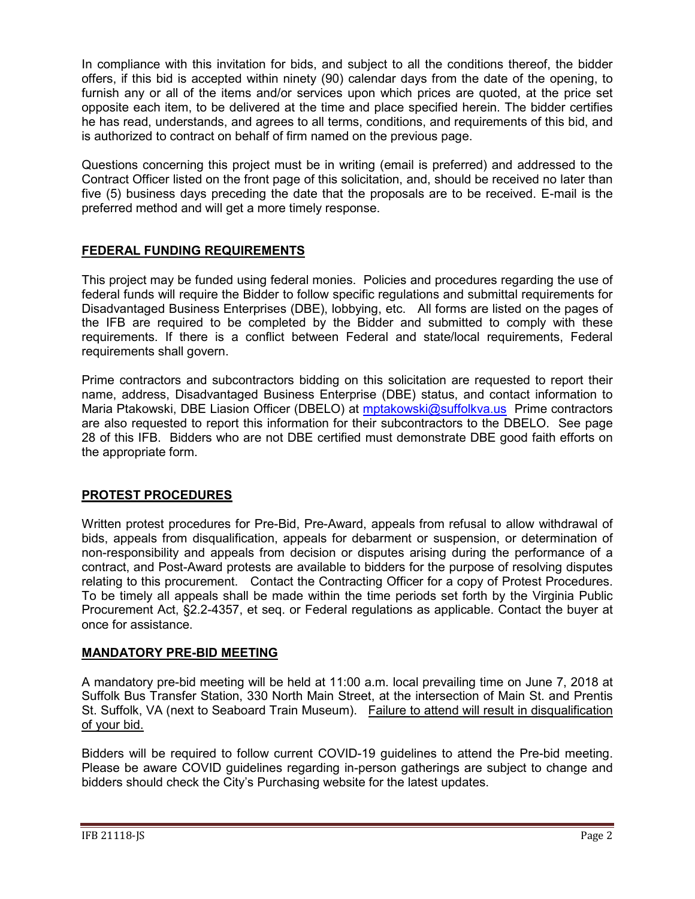In compliance with this invitation for bids, and subject to all the conditions thereof, the bidder offers, if this bid is accepted within ninety (90) calendar days from the date of the opening, to furnish any or all of the items and/or services upon which prices are quoted, at the price set opposite each item, to be delivered at the time and place specified herein. The bidder certifies he has read, understands, and agrees to all terms, conditions, and requirements of this bid, and is authorized to contract on behalf of firm named on the previous page.

Questions concerning this project must be in writing (email is preferred) and addressed to the Contract Officer listed on the front page of this solicitation, and, should be received no later than five (5) business days preceding the date that the proposals are to be received. E-mail is the preferred method and will get a more timely response.

## FEDERAL FUNDING REQUIREMENTS

This project may be funded using federal monies. Policies and procedures regarding the use of federal funds will require the Bidder to follow specific regulations and submittal requirements for Disadvantaged Business Enterprises (DBE), lobbying, etc. All forms are listed on the pages of the IFB are required to be completed by the Bidder and submitted to comply with these requirements. If there is a conflict between Federal and state/local requirements, Federal requirements shall govern.

Prime contractors and subcontractors bidding on this solicitation are requested to report their name, address, Disadvantaged Business Enterprise (DBE) status, and contact information to Maria Ptakowski, DBE Liasion Officer (DBELO) at mptakowski@suffolkva.us Prime contractors are also requested to report this information for their subcontractors to the DBELO. See page 28 of this IFB. Bidders who are not DBE certified must demonstrate DBE good faith efforts on the appropriate form.

## PROTEST PROCEDURES

Written protest procedures for Pre-Bid, Pre-Award, appeals from refusal to allow withdrawal of bids, appeals from disqualification, appeals for debarment or suspension, or determination of non-responsibility and appeals from decision or disputes arising during the performance of a contract, and Post-Award protests are available to bidders for the purpose of resolving disputes relating to this procurement. Contact the Contracting Officer for a copy of Protest Procedures. To be timely all appeals shall be made within the time periods set forth by the Virginia Public Procurement Act, §2.2-4357, et seq. or Federal regulations as applicable. Contact the buyer at once for assistance.

## MANDATORY PRE-BID MEETING

A mandatory pre-bid meeting will be held at 11:00 a.m. local prevailing time on June 7, 2018 at Suffolk Bus Transfer Station, 330 North Main Street, at the intersection of Main St. and Prentis St. Suffolk, VA (next to Seaboard Train Museum). Failure to attend will result in disqualification of your bid.

Bidders will be required to follow current COVID-19 guidelines to attend the Pre-bid meeting. Please be aware COVID guidelines regarding in-person gatherings are subject to change and bidders should check the City's Purchasing website for the latest updates.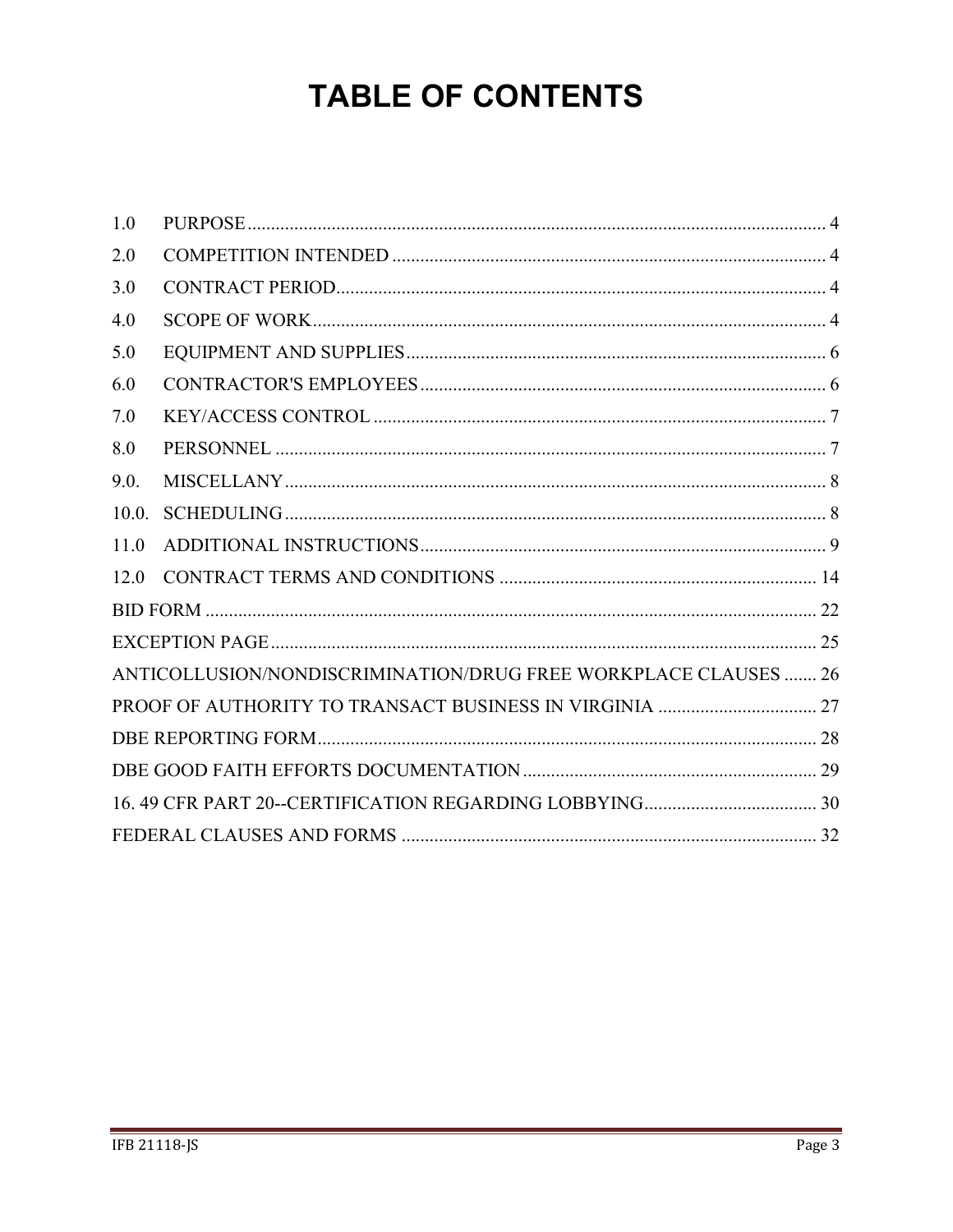# TABLE OF CONTENTS

| | | |
|---|---|---|
| 1.0 | PURPOSE | 4 |
| 2.0 | COMPETITION INTENDED | 4 |
| 3.0 | CONTRACT PERIOD | 4 |
| 4.0 | SCOPE OF WORK | 4 |
| 5.0 | EQUIPMENT AND SUPPLIES | 6 |
| 6.0 | CONTRACTOR'S EMPLOYEES | 6 |
| 7.0 | KEY/ACCESS CONTROL | 7 |
| 8.0 | PERSONNEL | 7 |
| 9.0. | MISCELLANY | 8 |
| 10.0. | SCHEDULING | 8 |
| 11.0 | ADDITIONAL INSTRUCTIONS | 9 |
| 12.0 | CONTRACT TERMS AND CONDITIONS | 14 |
| BID FORM | | 22 |
| EXCEPTION PAGE | | 25 |
| ANTICOLLUSION/NONDISCRIMINATION/DRUG FREE WORKPLACE CLAUSES | | 26 |
| PROOF OF AUTHORITY TO TRANSACT BUSINESS IN VIRGINIA | | 27 |
| DBE REPORTING FORM | | 28 |
| DBE GOOD FAITH EFFORTS DOCUMENTATION | | 29 |
| 16. 49 CFR PART 20--CERTIFICATION REGARDING LOBBYING | | 30 |
| FEDERAL CLAUSES AND FORMS | | 32 |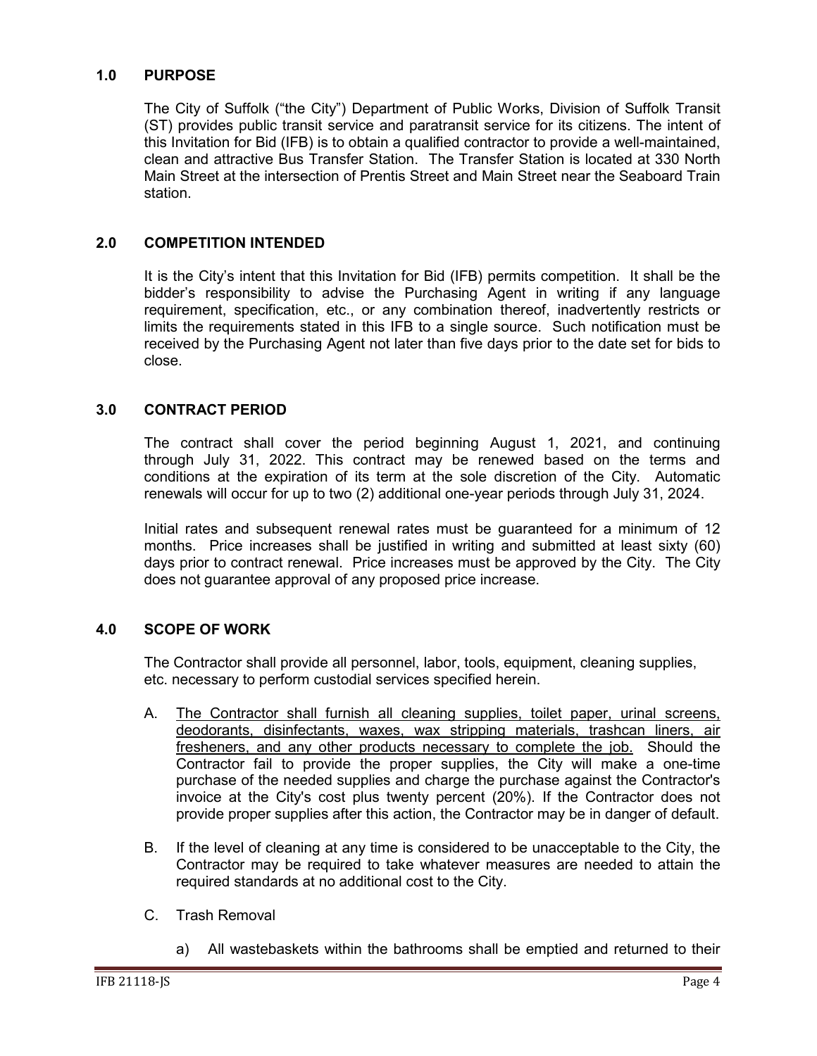## 1.0 PURPOSE

The City of Suffolk ("the City") Department of Public Works, Division of Suffolk Transit (ST) provides public transit service and paratransit service for its citizens. The intent of this Invitation for Bid (IFB) is to obtain a qualified contractor to provide a well-maintained, clean and attractive Bus Transfer Station. The Transfer Station is located at 330 North Main Street at the intersection of Prentis Street and Main Street near the Seaboard Train station.

## 2.0 COMPETITION INTENDED

It is the City's intent that this Invitation for Bid (IFB) permits competition. It shall be the bidder's responsibility to advise the Purchasing Agent in writing if any language requirement, specification, etc., or any combination thereof, inadvertently restricts or limits the requirements stated in this IFB to a single source. Such notification must be received by the Purchasing Agent not later than five days prior to the date set for bids to close.

## 3.0 CONTRACT PERIOD

The contract shall cover the period beginning August 1, 2021, and continuing through July 31, 2022. This contract may be renewed based on the terms and conditions at the expiration of its term at the sole discretion of the City. Automatic renewals will occur for up to two (2) additional one-year periods through July 31, 2024.

Initial rates and subsequent renewal rates must be guaranteed for a minimum of 12 months. Price increases shall be justified in writing and submitted at least sixty (60) days prior to contract renewal. Price increases must be approved by the City. The City does not guarantee approval of any proposed price increase.

## 4.0 SCOPE OF WORK

The Contractor shall provide all personnel, labor, tools, equipment, cleaning supplies, etc. necessary to perform custodial services specified herein.

A. <u>The Contractor shall furnish all cleaning supplies, toilet paper, urinal screens, deodorants, disinfectants, waxes, wax stripping materials, trashcan liners, air fresheners, and any other products necessary to complete the job.</u> Should the Contractor fail to provide the proper supplies, the City will make a one-time purchase of the needed supplies and charge the purchase against the Contractor's invoice at the City's cost plus twenty percent (20%). If the Contractor does not provide proper supplies after this action, the Contractor may be in danger of default.

B. If the level of cleaning at any time is considered to be unacceptable to the City, the Contractor may be required to take whatever measures are needed to attain the required standards at no additional cost to the City.

C. Trash Removal

   a) All wastebaskets within the bathrooms shall be emptied and returned to their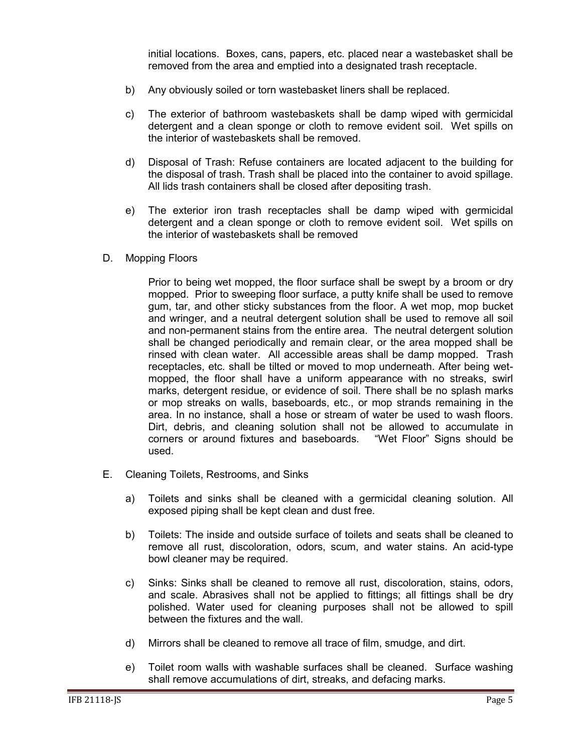initial locations. Boxes, cans, papers, etc. placed near a wastebasket shall be removed from the area and emptied into a designated trash receptacle.

b) Any obviously soiled or torn wastebasket liners shall be replaced.

c) The exterior of bathroom wastebaskets shall be damp wiped with germicidal detergent and a clean sponge or cloth to remove evident soil. Wet spills on the interior of wastebaskets shall be removed.

d) Disposal of Trash: Refuse containers are located adjacent to the building for the disposal of trash. Trash shall be placed into the container to avoid spillage. All lids trash containers shall be closed after depositing trash.

e) The exterior iron trash receptacles shall be damp wiped with germicidal detergent and a clean sponge or cloth to remove evident soil. Wet spills on the interior of wastebaskets shall be removed

D. Mopping Floors

Prior to being wet mopped, the floor surface shall be swept by a broom or dry mopped. Prior to sweeping floor surface, a putty knife shall be used to remove gum, tar, and other sticky substances from the floor. A wet mop, mop bucket and wringer, and a neutral detergent solution shall be used to remove all soil and non-permanent stains from the entire area. The neutral detergent solution shall be changed periodically and remain clear, or the area mopped shall be rinsed with clean water. All accessible areas shall be damp mopped. Trash receptacles, etc. shall be tilted or moved to mop underneath. After being wet-mopped, the floor shall have a uniform appearance with no streaks, swirl marks, detergent residue, or evidence of soil. There shall be no splash marks or mop streaks on walls, baseboards, etc., or mop strands remaining in the area. In no instance, shall a hose or stream of water be used to wash floors. Dirt, debris, and cleaning solution shall not be allowed to accumulate in corners or around fixtures and baseboards. "Wet Floor" Signs should be used.

E. Cleaning Toilets, Restrooms, and Sinks

a) Toilets and sinks shall be cleaned with a germicidal cleaning solution. All exposed piping shall be kept clean and dust free.

b) Toilets: The inside and outside surface of toilets and seats shall be cleaned to remove all rust, discoloration, odors, scum, and water stains. An acid-type bowl cleaner may be required.

c) Sinks: Sinks shall be cleaned to remove all rust, discoloration, stains, odors, and scale. Abrasives shall not be applied to fittings; all fittings shall be dry polished. Water used for cleaning purposes shall not be allowed to spill between the fixtures and the wall.

d) Mirrors shall be cleaned to remove all trace of film, smudge, and dirt.

e) Toilet room walls with washable surfaces shall be cleaned. Surface washing shall remove accumulations of dirt, streaks, and defacing marks.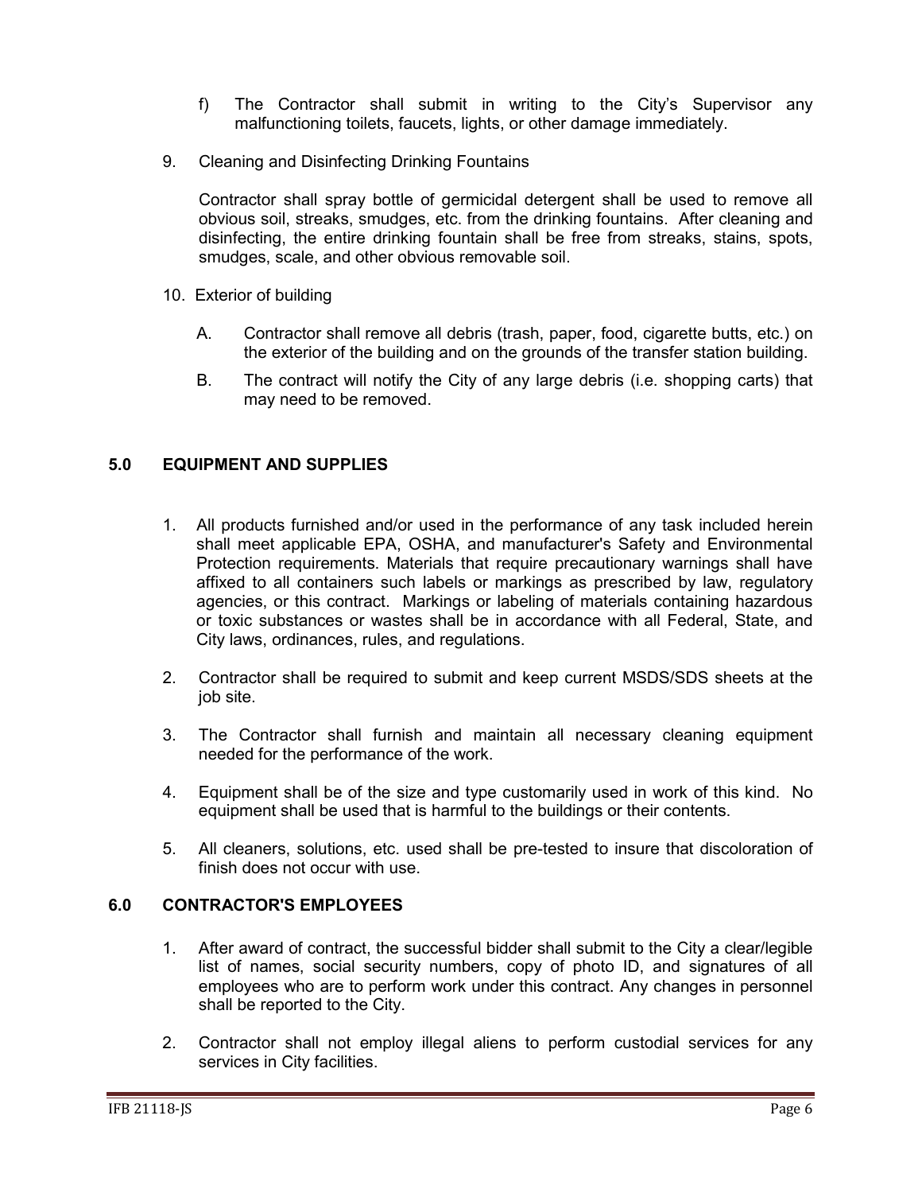f) The Contractor shall submit in writing to the City's Supervisor any malfunctioning toilets, faucets, lights, or other damage immediately.

9. Cleaning and Disinfecting Drinking Fountains

   Contractor shall spray bottle of germicidal detergent shall be used to remove all obvious soil, streaks, smudges, etc. from the drinking fountains. After cleaning and disinfecting, the entire drinking fountain shall be free from streaks, stains, spots, smudges, scale, and other obvious removable soil.

10. Exterior of building

    A. Contractor shall remove all debris (trash, paper, food, cigarette butts, etc.) on the exterior of the building and on the grounds of the transfer station building.

    B. The contract will notify the City of any large debris (i.e. shopping carts) that may need to be removed.

## 5.0 EQUIPMENT AND SUPPLIES

1. All products furnished and/or used in the performance of any task included herein shall meet applicable EPA, OSHA, and manufacturer's Safety and Environmental Protection requirements. Materials that require precautionary warnings shall have affixed to all containers such labels or markings as prescribed by law, regulatory agencies, or this contract. Markings or labeling of materials containing hazardous or toxic substances or wastes shall be in accordance with all Federal, State, and City laws, ordinances, rules, and regulations.

2. Contractor shall be required to submit and keep current MSDS/SDS sheets at the job site.

3. The Contractor shall furnish and maintain all necessary cleaning equipment needed for the performance of the work.

4. Equipment shall be of the size and type customarily used in work of this kind. No equipment shall be used that is harmful to the buildings or their contents.

5. All cleaners, solutions, etc. used shall be pre-tested to insure that discoloration of finish does not occur with use.

## 6.0 CONTRACTOR'S EMPLOYEES

1. After award of contract, the successful bidder shall submit to the City a clear/legible list of names, social security numbers, copy of photo ID, and signatures of all employees who are to perform work under this contract. Any changes in personnel shall be reported to the City.

2. Contractor shall not employ illegal aliens to perform custodial services for any services in City facilities.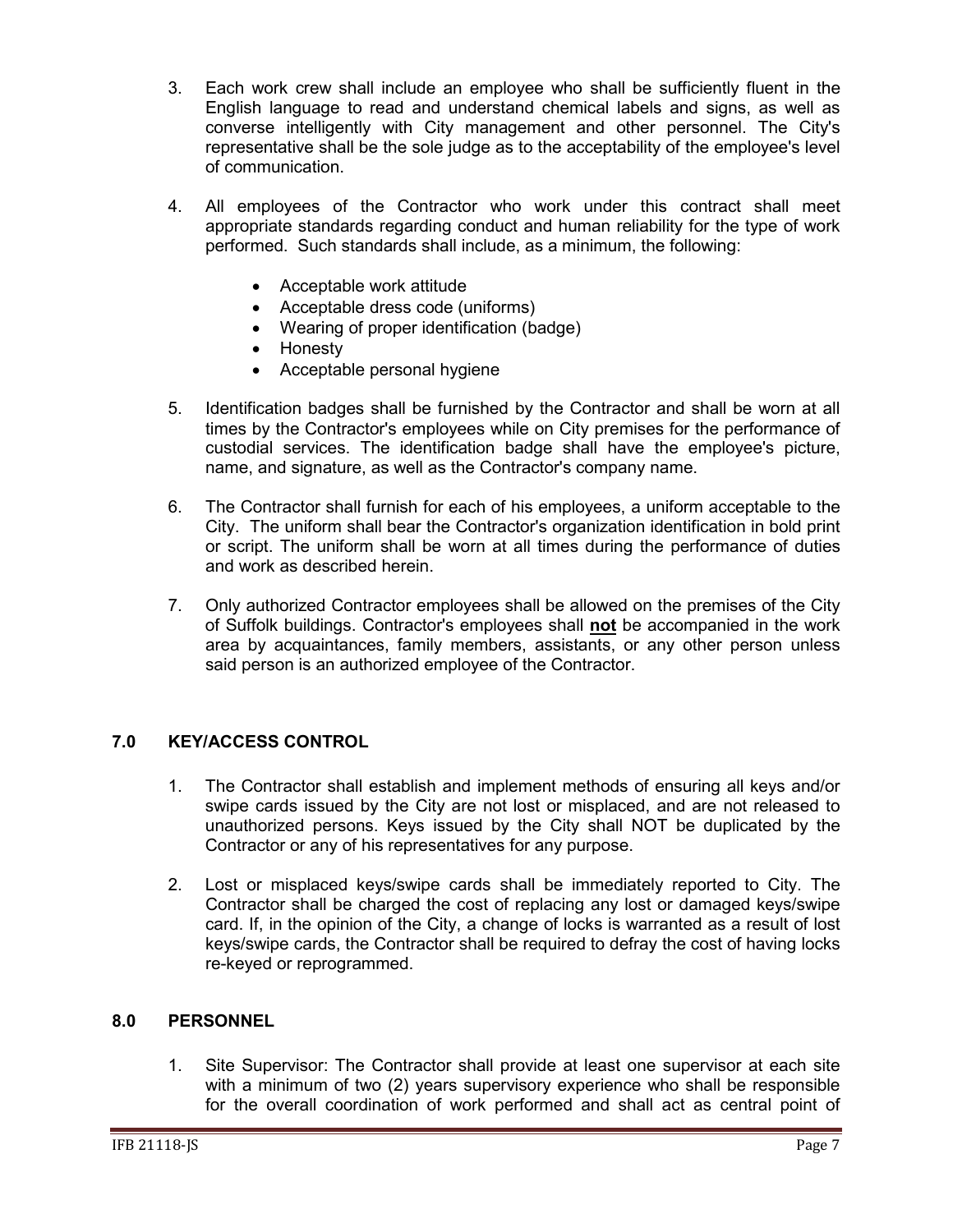3. Each work crew shall include an employee who shall be sufficiently fluent in the English language to read and understand chemical labels and signs, as well as converse intelligently with City management and other personnel. The City's representative shall be the sole judge as to the acceptability of the employee's level of communication.

4. All employees of the Contractor who work under this contract shall meet appropriate standards regarding conduct and human reliability for the type of work performed. Such standards shall include, as a minimum, the following:

   - Acceptable work attitude
   - Acceptable dress code (uniforms)
   - Wearing of proper identification (badge)
   - Honesty
   - Acceptable personal hygiene

5. Identification badges shall be furnished by the Contractor and shall be worn at all times by the Contractor's employees while on City premises for the performance of custodial services. The identification badge shall have the employee's picture, name, and signature, as well as the Contractor's company name.

6. The Contractor shall furnish for each of his employees, a uniform acceptable to the City. The uniform shall bear the Contractor's organization identification in bold print or script. The uniform shall be worn at all times during the performance of duties and work as described herein.

7. Only authorized Contractor employees shall be allowed on the premises of the City of Suffolk buildings. Contractor's employees shall **not** be accompanied in the work area by acquaintances, family members, assistants, or any other person unless said person is an authorized employee of the Contractor.

## 7.0 KEY/ACCESS CONTROL

1. The Contractor shall establish and implement methods of ensuring all keys and/or swipe cards issued by the City are not lost or misplaced, and are not released to unauthorized persons. Keys issued by the City shall NOT be duplicated by the Contractor or any of his representatives for any purpose.

2. Lost or misplaced keys/swipe cards shall be immediately reported to City. The Contractor shall be charged the cost of replacing any lost or damaged keys/swipe card. If, in the opinion of the City, a change of locks is warranted as a result of lost keys/swipe cards, the Contractor shall be required to defray the cost of having locks re-keyed or reprogrammed.

## 8.0 PERSONNEL

1. Site Supervisor: The Contractor shall provide at least one supervisor at each site with a minimum of two (2) years supervisory experience who shall be responsible for the overall coordination of work performed and shall act as central point of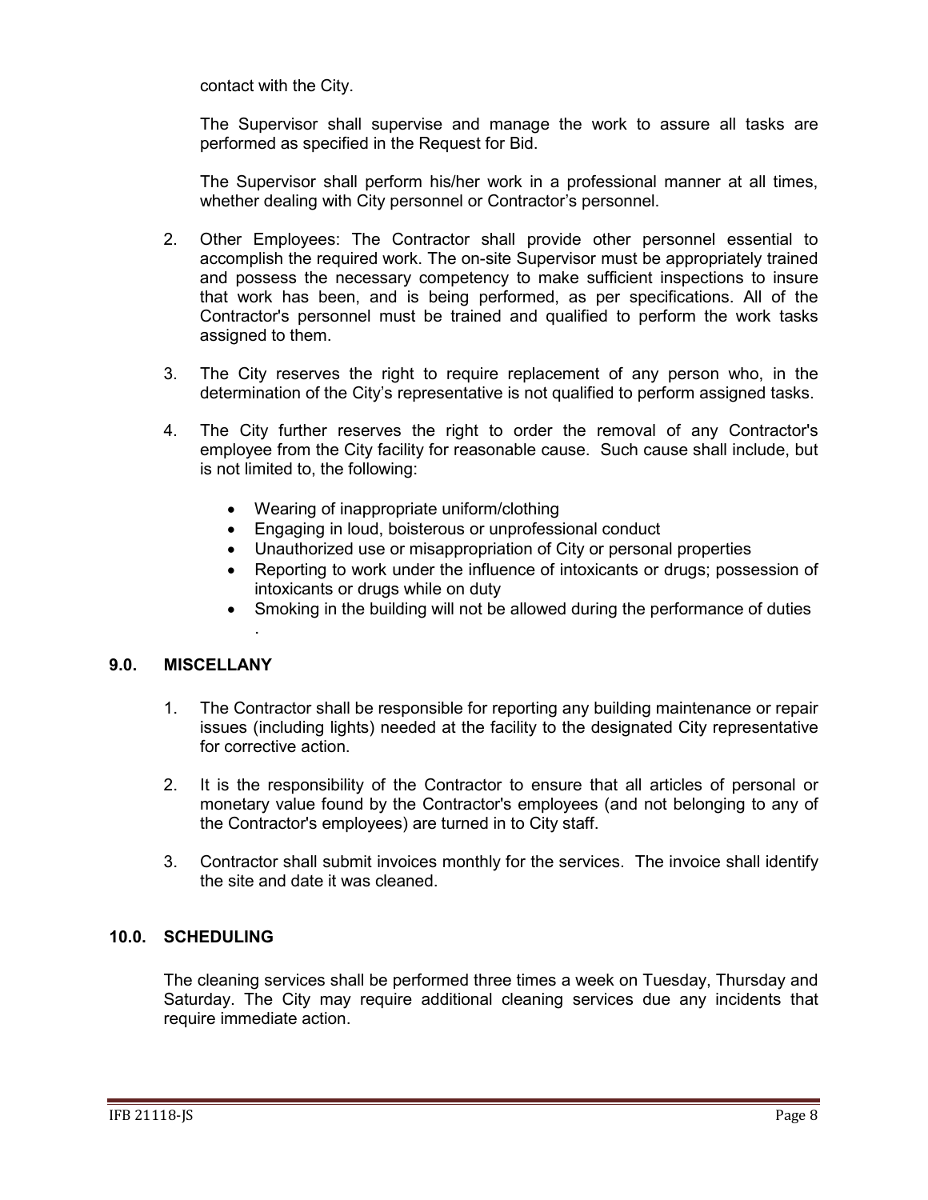contact with the City.

The Supervisor shall supervise and manage the work to assure all tasks are performed as specified in the Request for Bid.

The Supervisor shall perform his/her work in a professional manner at all times, whether dealing with City personnel or Contractor's personnel.

2. Other Employees: The Contractor shall provide other personnel essential to accomplish the required work. The on-site Supervisor must be appropriately trained and possess the necessary competency to make sufficient inspections to insure that work has been, and is being performed, as per specifications. All of the Contractor's personnel must be trained and qualified to perform the work tasks assigned to them.

3. The City reserves the right to require replacement of any person who, in the determination of the City's representative is not qualified to perform assigned tasks.

4. The City further reserves the right to order the removal of any Contractor's employee from the City facility for reasonable cause. Such cause shall include, but is not limited to, the following:

   - Wearing of inappropriate uniform/clothing
   - Engaging in loud, boisterous or unprofessional conduct
   - Unauthorized use or misappropriation of City or personal properties
   - Reporting to work under the influence of intoxicants or drugs; possession of intoxicants or drugs while on duty
   - Smoking in the building will not be allowed during the performance of duties .

## 9.0. MISCELLANY

1. The Contractor shall be responsible for reporting any building maintenance or repair issues (including lights) needed at the facility to the designated City representative for corrective action.

2. It is the responsibility of the Contractor to ensure that all articles of personal or monetary value found by the Contractor's employees (and not belonging to any of the Contractor's employees) are turned in to City staff.

3. Contractor shall submit invoices monthly for the services. The invoice shall identify the site and date it was cleaned.

## 10.0. SCHEDULING

The cleaning services shall be performed three times a week on Tuesday, Thursday and Saturday. The City may require additional cleaning services due any incidents that require immediate action.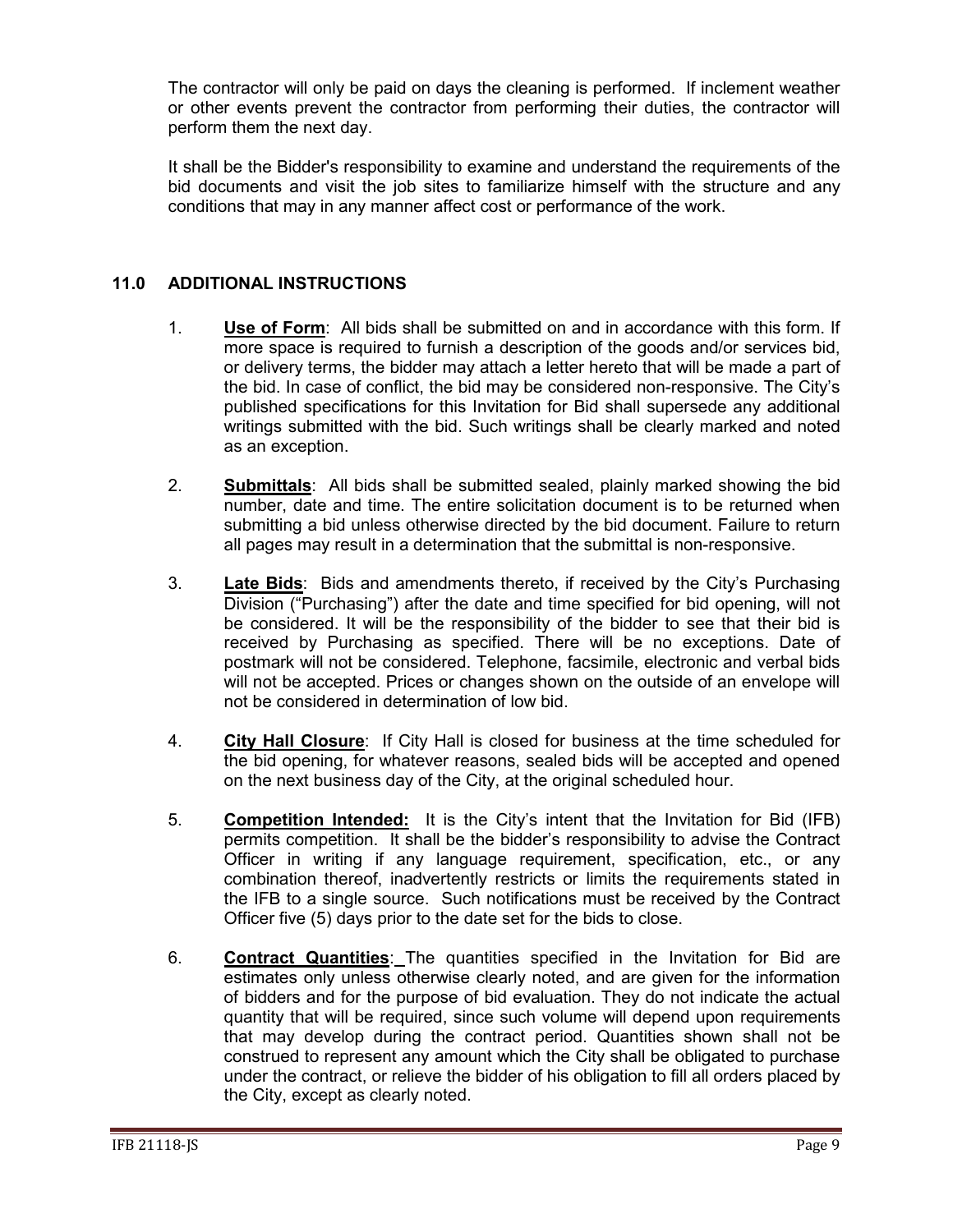The contractor will only be paid on days the cleaning is performed. If inclement weather or other events prevent the contractor from performing their duties, the contractor will perform them the next day.

It shall be the Bidder's responsibility to examine and understand the requirements of the bid documents and visit the job sites to familiarize himself with the structure and any conditions that may in any manner affect cost or performance of the work.

## 11.0 ADDITIONAL INSTRUCTIONS

1. **Use of Form**: All bids shall be submitted on and in accordance with this form. If more space is required to furnish a description of the goods and/or services bid, or delivery terms, the bidder may attach a letter hereto that will be made a part of the bid. In case of conflict, the bid may be considered non-responsive. The City's published specifications for this Invitation for Bid shall supersede any additional writings submitted with the bid. Such writings shall be clearly marked and noted as an exception.

2. **Submittals**: All bids shall be submitted sealed, plainly marked showing the bid number, date and time. The entire solicitation document is to be returned when submitting a bid unless otherwise directed by the bid document. Failure to return all pages may result in a determination that the submittal is non-responsive.

3. **Late Bids**: Bids and amendments thereto, if received by the City's Purchasing Division ("Purchasing") after the date and time specified for bid opening, will not be considered. It will be the responsibility of the bidder to see that their bid is received by Purchasing as specified. There will be no exceptions. Date of postmark will not be considered. Telephone, facsimile, electronic and verbal bids will not be accepted. Prices or changes shown on the outside of an envelope will not be considered in determination of low bid.

4. **City Hall Closure**: If City Hall is closed for business at the time scheduled for the bid opening, for whatever reasons, sealed bids will be accepted and opened on the next business day of the City, at the original scheduled hour.

5. **Competition Intended:** It is the City's intent that the Invitation for Bid (IFB) permits competition. It shall be the bidder's responsibility to advise the Contract Officer in writing if any language requirement, specification, etc., or any combination thereof, inadvertently restricts or limits the requirements stated in the IFB to a single source. Such notifications must be received by the Contract Officer five (5) days prior to the date set for the bids to close.

6. **Contract Quantities**: The quantities specified in the Invitation for Bid are estimates only unless otherwise clearly noted, and are given for the information of bidders and for the purpose of bid evaluation. They do not indicate the actual quantity that will be required, since such volume will depend upon requirements that may develop during the contract period. Quantities shown shall not be construed to represent any amount which the City shall be obligated to purchase under the contract, or relieve the bidder of his obligation to fill all orders placed by the City, except as clearly noted.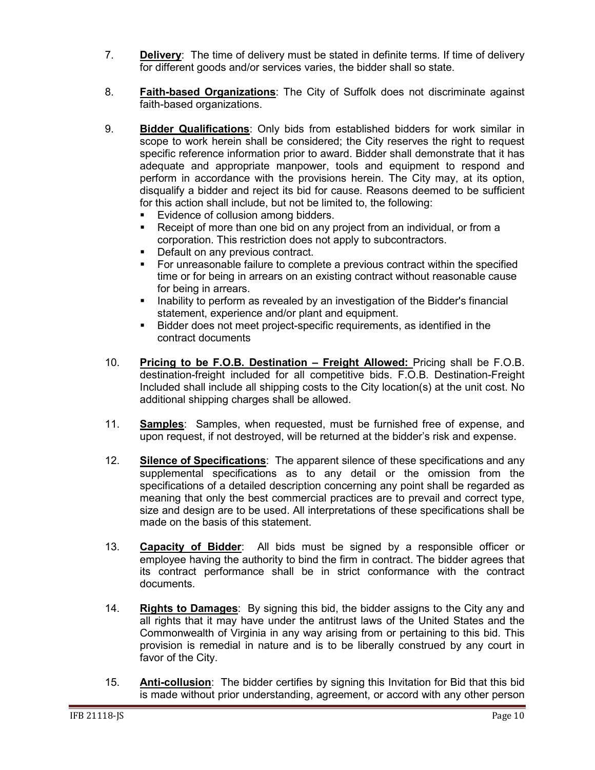7. **Delivery**: The time of delivery must be stated in definite terms. If time of delivery for different goods and/or services varies, the bidder shall so state.

8. **Faith-based Organizations**: The City of Suffolk does not discriminate against faith-based organizations.

9. **Bidder Qualifications**: Only bids from established bidders for work similar in scope to work herein shall be considered; the City reserves the right to request specific reference information prior to award. Bidder shall demonstrate that it has adequate and appropriate manpower, tools and equipment to respond and perform in accordance with the provisions herein. The City may, at its option, disqualify a bidder and reject its bid for cause. Reasons deemed to be sufficient for this action shall include, but not be limited to, the following:
   - Evidence of collusion among bidders.
   - Receipt of more than one bid on any project from an individual, or from a corporation. This restriction does not apply to subcontractors.
   - Default on any previous contract.
   - For unreasonable failure to complete a previous contract within the specified time or for being in arrears on an existing contract without reasonable cause for being in arrears.
   - Inability to perform as revealed by an investigation of the Bidder's financial statement, experience and/or plant and equipment.
   - Bidder does not meet project-specific requirements, as identified in the contract documents

10. **Pricing to be F.O.B. Destination – Freight Allowed:** Pricing shall be F.O.B. destination-freight included for all competitive bids. F.O.B. Destination-Freight Included shall include all shipping costs to the City location(s) at the unit cost. No additional shipping charges shall be allowed.

11. **Samples**: Samples, when requested, must be furnished free of expense, and upon request, if not destroyed, will be returned at the bidder's risk and expense.

12. **Silence of Specifications**: The apparent silence of these specifications and any supplemental specifications as to any detail or the omission from the specifications of a detailed description concerning any point shall be regarded as meaning that only the best commercial practices are to prevail and correct type, size and design are to be used. All interpretations of these specifications shall be made on the basis of this statement.

13. **Capacity of Bidder**: All bids must be signed by a responsible officer or employee having the authority to bind the firm in contract. The bidder agrees that its contract performance shall be in strict conformance with the contract documents.

14. **Rights to Damages**: By signing this bid, the bidder assigns to the City any and all rights that it may have under the antitrust laws of the United States and the Commonwealth of Virginia in any way arising from or pertaining to this bid. This provision is remedial in nature and is to be liberally construed by any court in favor of the City.

15. **Anti-collusion**: The bidder certifies by signing this Invitation for Bid that this bid is made without prior understanding, agreement, or accord with any other person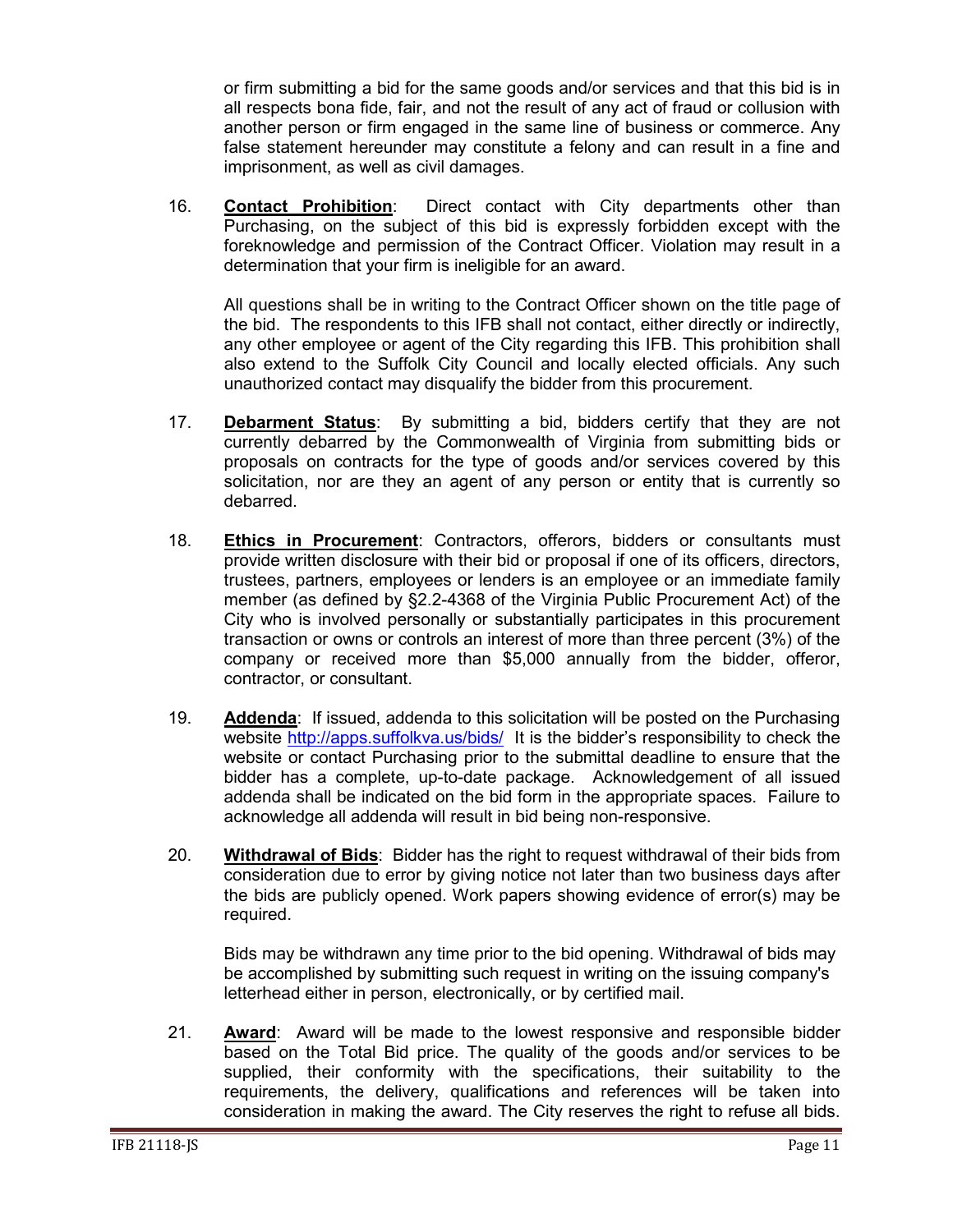or firm submitting a bid for the same goods and/or services and that this bid is in all respects bona fide, fair, and not the result of any act of fraud or collusion with another person or firm engaged in the same line of business or commerce. Any false statement hereunder may constitute a felony and can result in a fine and imprisonment, as well as civil damages.

16. **Contact Prohibition**: Direct contact with City departments other than Purchasing, on the subject of this bid is expressly forbidden except with the foreknowledge and permission of the Contract Officer. Violation may result in a determination that your firm is ineligible for an award.

    All questions shall be in writing to the Contract Officer shown on the title page of the bid. The respondents to this IFB shall not contact, either directly or indirectly, any other employee or agent of the City regarding this IFB. This prohibition shall also extend to the Suffolk City Council and locally elected officials. Any such unauthorized contact may disqualify the bidder from this procurement.

17. **Debarment Status**: By submitting a bid, bidders certify that they are not currently debarred by the Commonwealth of Virginia from submitting bids or proposals on contracts for the type of goods and/or services covered by this solicitation, nor are they an agent of any person or entity that is currently so debarred.

18. **Ethics in Procurement**: Contractors, offerors, bidders or consultants must provide written disclosure with their bid or proposal if one of its officers, directors, trustees, partners, employees or lenders is an employee or an immediate family member (as defined by §2.2-4368 of the Virginia Public Procurement Act) of the City who is involved personally or substantially participates in this procurement transaction or owns or controls an interest of more than three percent (3%) of the company or received more than $5,000 annually from the bidder, offeror, contractor, or consultant.

19. **Addenda**: If issued, addenda to this solicitation will be posted on the Purchasing website http://apps.suffolkva.us/bids/ It is the bidder's responsibility to check the website or contact Purchasing prior to the submittal deadline to ensure that the bidder has a complete, up-to-date package. Acknowledgement of all issued addenda shall be indicated on the bid form in the appropriate spaces. Failure to acknowledge all addenda will result in bid being non-responsive.

20. **Withdrawal of Bids**: Bidder has the right to request withdrawal of their bids from consideration due to error by giving notice not later than two business days after the bids are publicly opened. Work papers showing evidence of error(s) may be required.

    Bids may be withdrawn any time prior to the bid opening. Withdrawal of bids may be accomplished by submitting such request in writing on the issuing company's letterhead either in person, electronically, or by certified mail.

21. **Award**: Award will be made to the lowest responsive and responsible bidder based on the Total Bid price. The quality of the goods and/or services to be supplied, their conformity with the specifications, their suitability to the requirements, the delivery, qualifications and references will be taken into consideration in making the award. The City reserves the right to refuse all bids.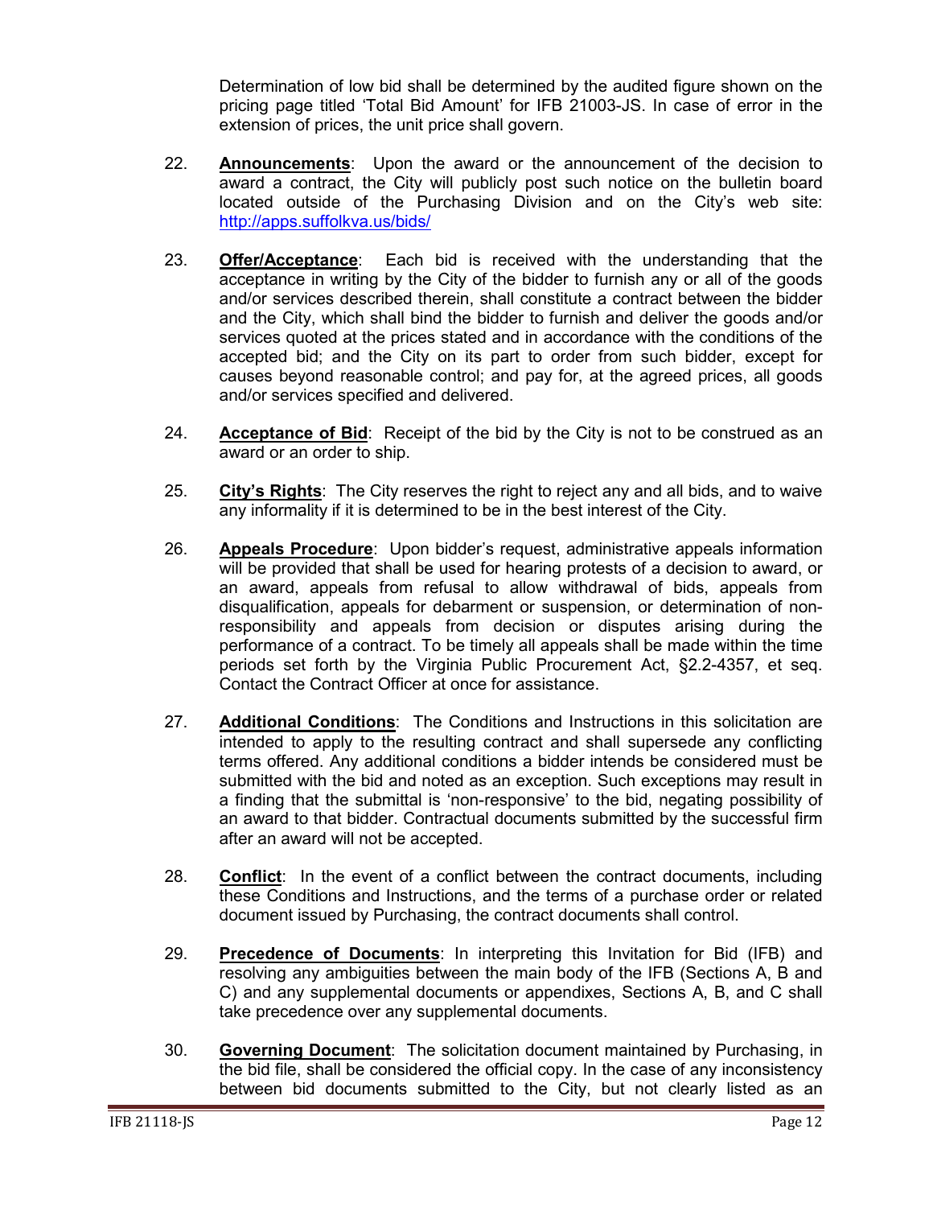Determination of low bid shall be determined by the audited figure shown on the pricing page titled 'Total Bid Amount' for IFB 21003-JS. In case of error in the extension of prices, the unit price shall govern.

22. **Announcements**: Upon the award or the announcement of the decision to award a contract, the City will publicly post such notice on the bulletin board located outside of the Purchasing Division and on the City's web site: http://apps.suffolkva.us/bids/

23. **Offer/Acceptance**: Each bid is received with the understanding that the acceptance in writing by the City of the bidder to furnish any or all of the goods and/or services described therein, shall constitute a contract between the bidder and the City, which shall bind the bidder to furnish and deliver the goods and/or services quoted at the prices stated and in accordance with the conditions of the accepted bid; and the City on its part to order from such bidder, except for causes beyond reasonable control; and pay for, at the agreed prices, all goods and/or services specified and delivered.

24. **Acceptance of Bid**: Receipt of the bid by the City is not to be construed as an award or an order to ship.

25. **City's Rights**: The City reserves the right to reject any and all bids, and to waive any informality if it is determined to be in the best interest of the City.

26. **Appeals Procedure**: Upon bidder's request, administrative appeals information will be provided that shall be used for hearing protests of a decision to award, or an award, appeals from refusal to allow withdrawal of bids, appeals from disqualification, appeals for debarment or suspension, or determination of non-responsibility and appeals from decision or disputes arising during the performance of a contract. To be timely all appeals shall be made within the time periods set forth by the Virginia Public Procurement Act, §2.2-4357, et seq. Contact the Contract Officer at once for assistance.

27. **Additional Conditions**: The Conditions and Instructions in this solicitation are intended to apply to the resulting contract and shall supersede any conflicting terms offered. Any additional conditions a bidder intends be considered must be submitted with the bid and noted as an exception. Such exceptions may result in a finding that the submittal is 'non-responsive' to the bid, negating possibility of an award to that bidder. Contractual documents submitted by the successful firm after an award will not be accepted.

28. **Conflict**: In the event of a conflict between the contract documents, including these Conditions and Instructions, and the terms of a purchase order or related document issued by Purchasing, the contract documents shall control.

29. **Precedence of Documents**: In interpreting this Invitation for Bid (IFB) and resolving any ambiguities between the main body of the IFB (Sections A, B and C) and any supplemental documents or appendixes, Sections A, B, and C shall take precedence over any supplemental documents.

30. **Governing Document**: The solicitation document maintained by Purchasing, in the bid file, shall be considered the official copy. In the case of any inconsistency between bid documents submitted to the City, but not clearly listed as an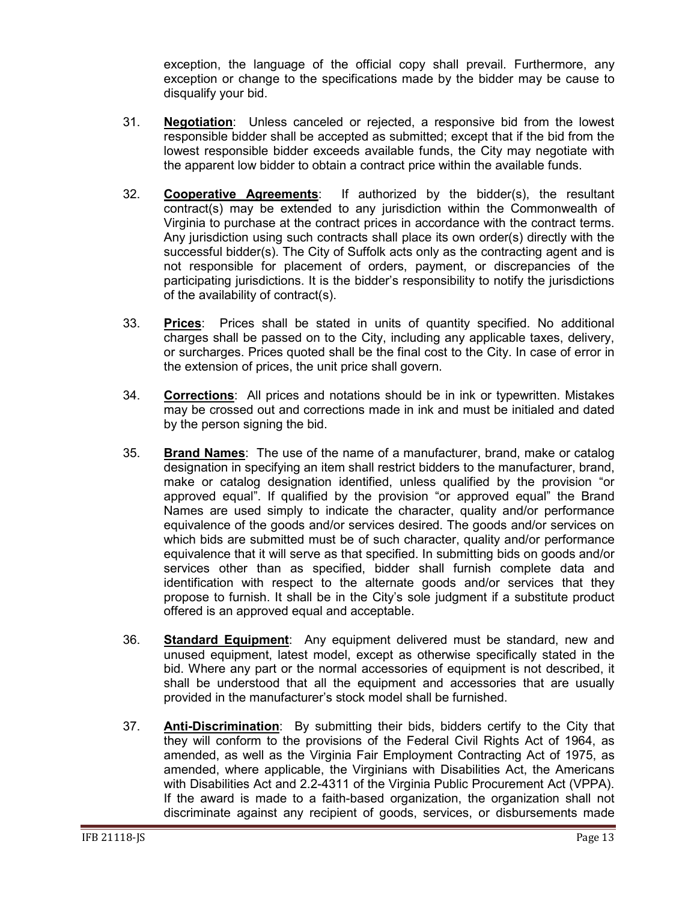exception, the language of the official copy shall prevail. Furthermore, any exception or change to the specifications made by the bidder may be cause to disqualify your bid.

31. **Negotiation**: Unless canceled or rejected, a responsive bid from the lowest responsible bidder shall be accepted as submitted; except that if the bid from the lowest responsible bidder exceeds available funds, the City may negotiate with the apparent low bidder to obtain a contract price within the available funds.

32. **Cooperative Agreements**: If authorized by the bidder(s), the resultant contract(s) may be extended to any jurisdiction within the Commonwealth of Virginia to purchase at the contract prices in accordance with the contract terms. Any jurisdiction using such contracts shall place its own order(s) directly with the successful bidder(s). The City of Suffolk acts only as the contracting agent and is not responsible for placement of orders, payment, or discrepancies of the participating jurisdictions. It is the bidder's responsibility to notify the jurisdictions of the availability of contract(s).

33. **Prices**: Prices shall be stated in units of quantity specified. No additional charges shall be passed on to the City, including any applicable taxes, delivery, or surcharges. Prices quoted shall be the final cost to the City. In case of error in the extension of prices, the unit price shall govern.

34. **Corrections**: All prices and notations should be in ink or typewritten. Mistakes may be crossed out and corrections made in ink and must be initialed and dated by the person signing the bid.

35. **Brand Names**: The use of the name of a manufacturer, brand, make or catalog designation in specifying an item shall restrict bidders to the manufacturer, brand, make or catalog designation identified, unless qualified by the provision "or approved equal". If qualified by the provision "or approved equal" the Brand Names are used simply to indicate the character, quality and/or performance equivalence of the goods and/or services desired. The goods and/or services on which bids are submitted must be of such character, quality and/or performance equivalence that it will serve as that specified. In submitting bids on goods and/or services other than as specified, bidder shall furnish complete data and identification with respect to the alternate goods and/or services that they propose to furnish. It shall be in the City's sole judgment if a substitute product offered is an approved equal and acceptable.

36. **Standard Equipment**: Any equipment delivered must be standard, new and unused equipment, latest model, except as otherwise specifically stated in the bid. Where any part or the normal accessories of equipment is not described, it shall be understood that all the equipment and accessories that are usually provided in the manufacturer's stock model shall be furnished.

37. **Anti-Discrimination**: By submitting their bids, bidders certify to the City that they will conform to the provisions of the Federal Civil Rights Act of 1964, as amended, as well as the Virginia Fair Employment Contracting Act of 1975, as amended, where applicable, the Virginians with Disabilities Act, the Americans with Disabilities Act and 2.2-4311 of the Virginia Public Procurement Act (VPPA). If the award is made to a faith-based organization, the organization shall not discriminate against any recipient of goods, services, or disbursements made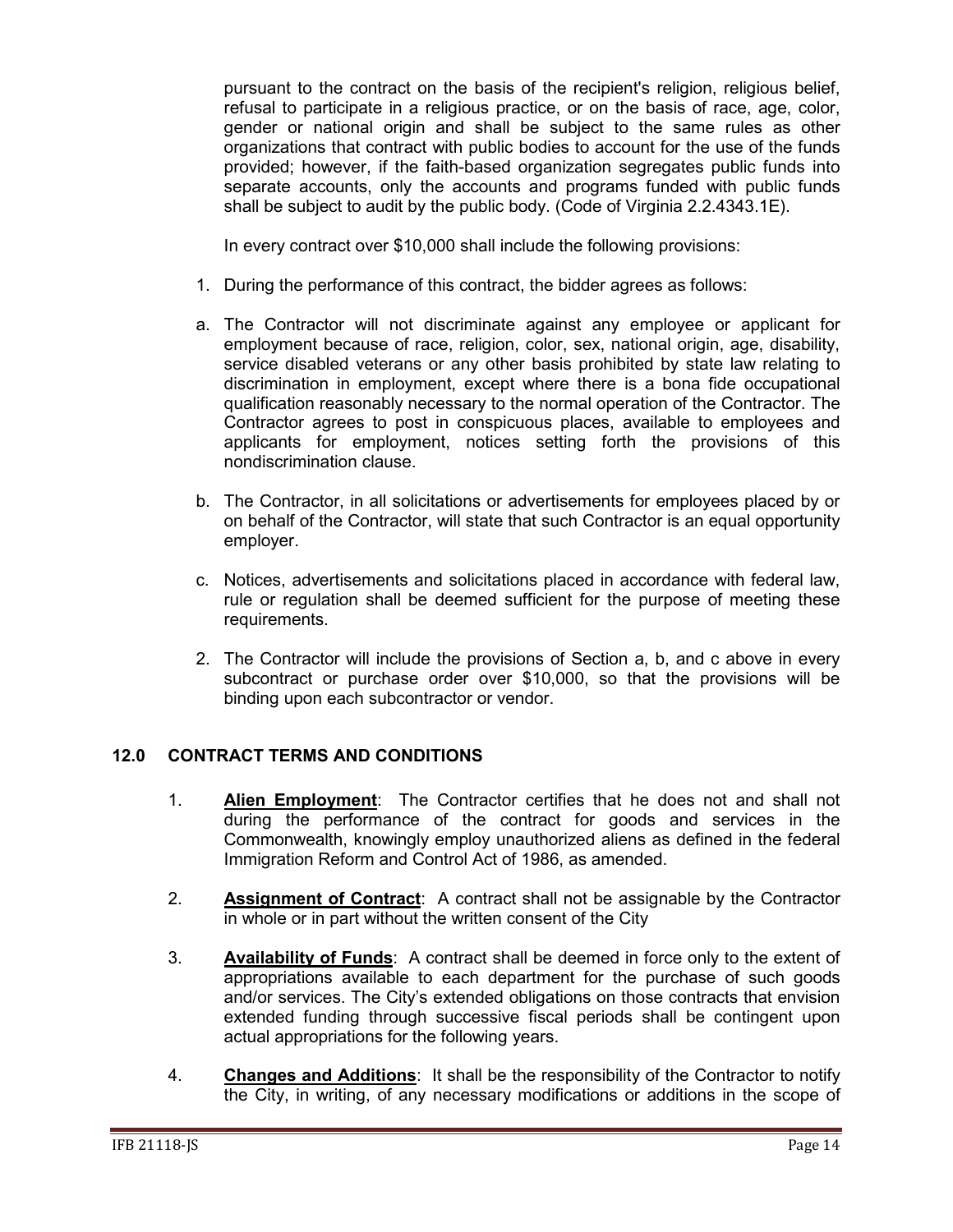pursuant to the contract on the basis of the recipient's religion, religious belief, refusal to participate in a religious practice, or on the basis of race, age, color, gender or national origin and shall be subject to the same rules as other organizations that contract with public bodies to account for the use of the funds provided; however, if the faith-based organization segregates public funds into separate accounts, only the accounts and programs funded with public funds shall be subject to audit by the public body. (Code of Virginia 2.2.4343.1E).

In every contract over $10,000 shall include the following provisions:

1. During the performance of this contract, the bidder agrees as follows:

a. The Contractor will not discriminate against any employee or applicant for employment because of race, religion, color, sex, national origin, age, disability, service disabled veterans or any other basis prohibited by state law relating to discrimination in employment, except where there is a bona fide occupational qualification reasonably necessary to the normal operation of the Contractor. The Contractor agrees to post in conspicuous places, available to employees and applicants for employment, notices setting forth the provisions of this nondiscrimination clause.

b. The Contractor, in all solicitations or advertisements for employees placed by or on behalf of the Contractor, will state that such Contractor is an equal opportunity employer.

c. Notices, advertisements and solicitations placed in accordance with federal law, rule or regulation shall be deemed sufficient for the purpose of meeting these requirements.

2. The Contractor will include the provisions of Section a, b, and c above in every subcontract or purchase order over $10,000, so that the provisions will be binding upon each subcontractor or vendor.

## 12.0 CONTRACT TERMS AND CONDITIONS

1. **Alien Employment**: The Contractor certifies that he does not and shall not during the performance of the contract for goods and services in the Commonwealth, knowingly employ unauthorized aliens as defined in the federal Immigration Reform and Control Act of 1986, as amended.

2. **Assignment of Contract**: A contract shall not be assignable by the Contractor in whole or in part without the written consent of the City

3. **Availability of Funds**: A contract shall be deemed in force only to the extent of appropriations available to each department for the purchase of such goods and/or services. The City's extended obligations on those contracts that envision extended funding through successive fiscal periods shall be contingent upon actual appropriations for the following years.

4. **Changes and Additions**: It shall be the responsibility of the Contractor to notify the City, in writing, of any necessary modifications or additions in the scope of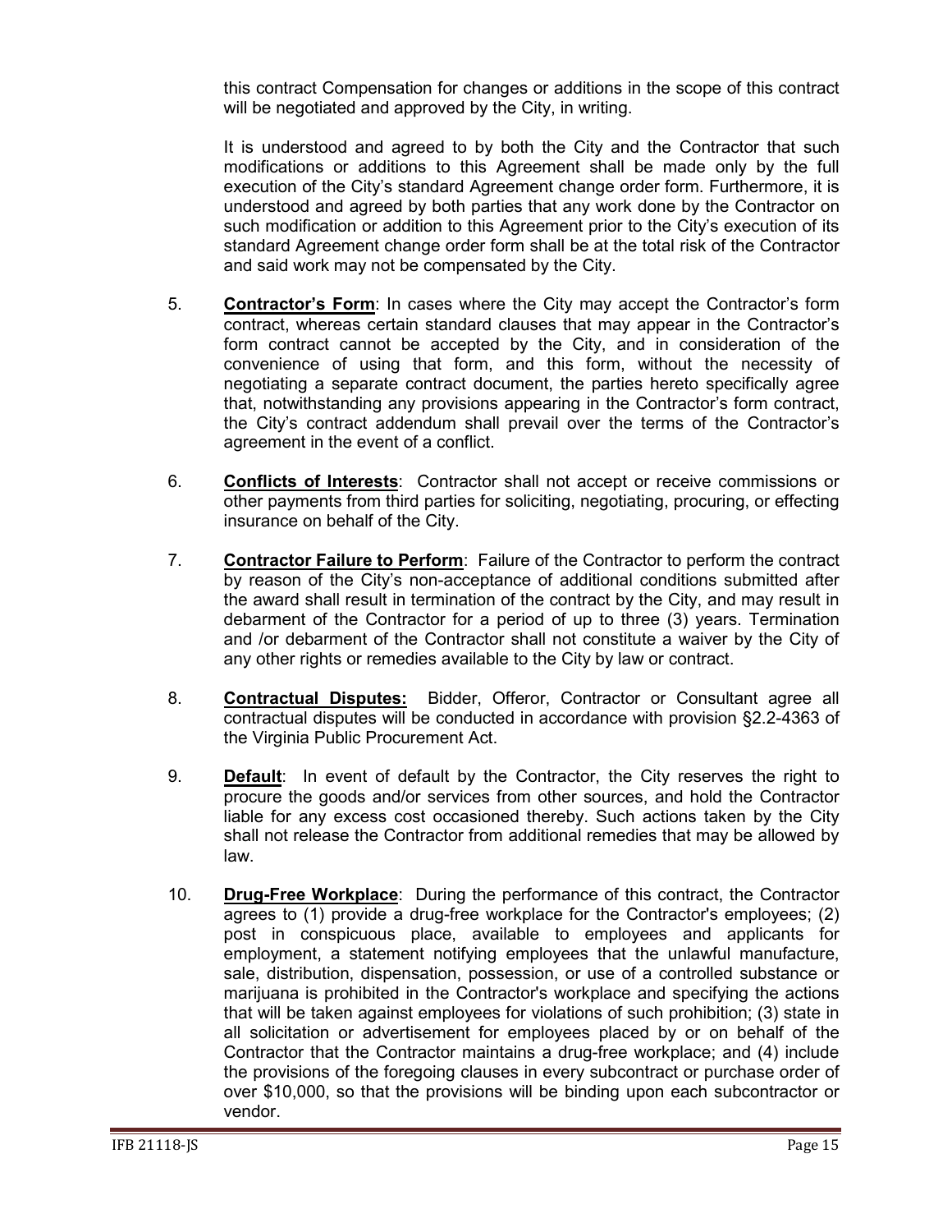this contract Compensation for changes or additions in the scope of this contract will be negotiated and approved by the City, in writing.

It is understood and agreed to by both the City and the Contractor that such modifications or additions to this Agreement shall be made only by the full execution of the City's standard Agreement change order form. Furthermore, it is understood and agreed by both parties that any work done by the Contractor on such modification or addition to this Agreement prior to the City's execution of its standard Agreement change order form shall be at the total risk of the Contractor and said work may not be compensated by the City.

5. **<u>Contractor's Form</u>**: In cases where the City may accept the Contractor's form contract, whereas certain standard clauses that may appear in the Contractor's form contract cannot be accepted by the City, and in consideration of the convenience of using that form, and this form, without the necessity of negotiating a separate contract document, the parties hereto specifically agree that, notwithstanding any provisions appearing in the Contractor's form contract, the City's contract addendum shall prevail over the terms of the Contractor's agreement in the event of a conflict.

6. **<u>Conflicts of Interests</u>**: Contractor shall not accept or receive commissions or other payments from third parties for soliciting, negotiating, procuring, or effecting insurance on behalf of the City.

7. **<u>Contractor Failure to Perform</u>**: Failure of the Contractor to perform the contract by reason of the City's non-acceptance of additional conditions submitted after the award shall result in termination of the contract by the City, and may result in debarment of the Contractor for a period of up to three (3) years. Termination and /or debarment of the Contractor shall not constitute a waiver by the City of any other rights or remedies available to the City by law or contract.

8. **<u>Contractual Disputes:</u>** Bidder, Offeror, Contractor or Consultant agree all contractual disputes will be conducted in accordance with provision §2.2-4363 of the Virginia Public Procurement Act.

9. **<u>Default</u>**: In event of default by the Contractor, the City reserves the right to procure the goods and/or services from other sources, and hold the Contractor liable for any excess cost occasioned thereby. Such actions taken by the City shall not release the Contractor from additional remedies that may be allowed by law.

10. **<u>Drug-Free Workplace</u>**: During the performance of this contract, the Contractor agrees to (1) provide a drug-free workplace for the Contractor's employees; (2) post in conspicuous place, available to employees and applicants for employment, a statement notifying employees that the unlawful manufacture, sale, distribution, dispensation, possession, or use of a controlled substance or marijuana is prohibited in the Contractor's workplace and specifying the actions that will be taken against employees for violations of such prohibition; (3) state in all solicitation or advertisement for employees placed by or on behalf of the Contractor that the Contractor maintains a drug-free workplace; and (4) include the provisions of the foregoing clauses in every subcontract or purchase order of over $10,000, so that the provisions will be binding upon each subcontractor or vendor.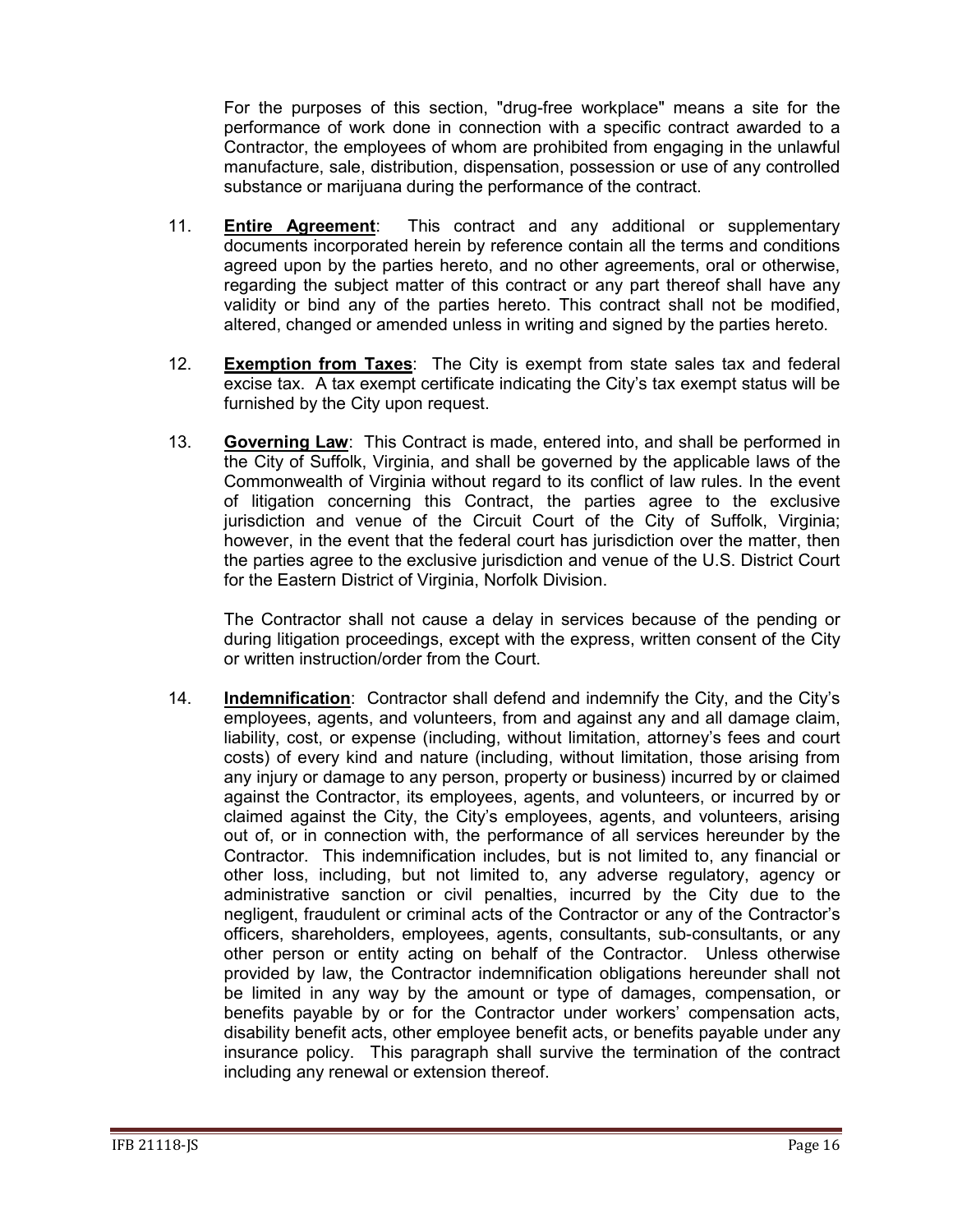For the purposes of this section, "drug-free workplace" means a site for the performance of work done in connection with a specific contract awarded to a Contractor, the employees of whom are prohibited from engaging in the unlawful manufacture, sale, distribution, dispensation, possession or use of any controlled substance or marijuana during the performance of the contract.

11. **Entire Agreement**: This contract and any additional or supplementary documents incorporated herein by reference contain all the terms and conditions agreed upon by the parties hereto, and no other agreements, oral or otherwise, regarding the subject matter of this contract or any part thereof shall have any validity or bind any of the parties hereto. This contract shall not be modified, altered, changed or amended unless in writing and signed by the parties hereto.

12. **Exemption from Taxes**: The City is exempt from state sales tax and federal excise tax. A tax exempt certificate indicating the City's tax exempt status will be furnished by the City upon request.

13. **Governing Law**: This Contract is made, entered into, and shall be performed in the City of Suffolk, Virginia, and shall be governed by the applicable laws of the Commonwealth of Virginia without regard to its conflict of law rules. In the event of litigation concerning this Contract, the parties agree to the exclusive jurisdiction and venue of the Circuit Court of the City of Suffolk, Virginia; however, in the event that the federal court has jurisdiction over the matter, then the parties agree to the exclusive jurisdiction and venue of the U.S. District Court for the Eastern District of Virginia, Norfolk Division.

    The Contractor shall not cause a delay in services because of the pending or during litigation proceedings, except with the express, written consent of the City or written instruction/order from the Court.

14. **Indemnification**: Contractor shall defend and indemnify the City, and the City's employees, agents, and volunteers, from and against any and all damage claim, liability, cost, or expense (including, without limitation, attorney's fees and court costs) of every kind and nature (including, without limitation, those arising from any injury or damage to any person, property or business) incurred by or claimed against the Contractor, its employees, agents, and volunteers, or incurred by or claimed against the City, the City's employees, agents, and volunteers, arising out of, or in connection with, the performance of all services hereunder by the Contractor. This indemnification includes, but is not limited to, any financial or other loss, including, but not limited to, any adverse regulatory, agency or administrative sanction or civil penalties, incurred by the City due to the negligent, fraudulent or criminal acts of the Contractor or any of the Contractor's officers, shareholders, employees, agents, consultants, sub-consultants, or any other person or entity acting on behalf of the Contractor. Unless otherwise provided by law, the Contractor indemnification obligations hereunder shall not be limited in any way by the amount or type of damages, compensation, or benefits payable by or for the Contractor under workers' compensation acts, disability benefit acts, other employee benefit acts, or benefits payable under any insurance policy. This paragraph shall survive the termination of the contract including any renewal or extension thereof.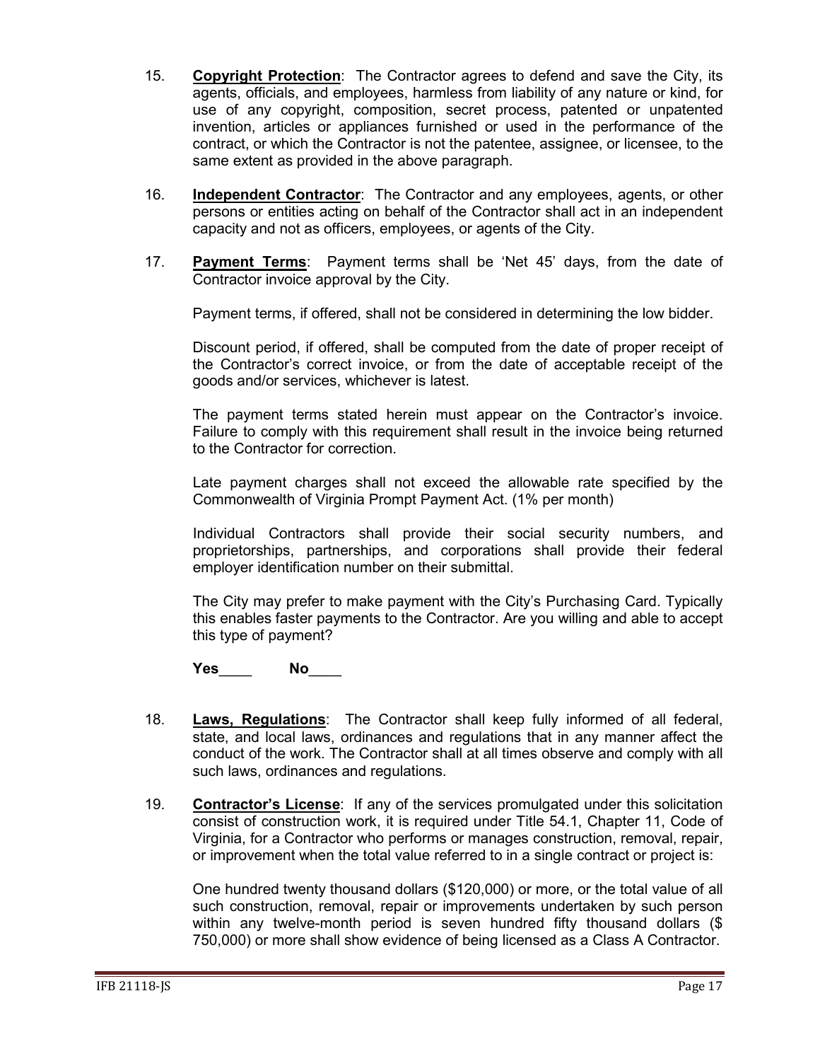15. **Copyright Protection**: The Contractor agrees to defend and save the City, its agents, officials, and employees, harmless from liability of any nature or kind, for use of any copyright, composition, secret process, patented or unpatented invention, articles or appliances furnished or used in the performance of the contract, or which the Contractor is not the patentee, assignee, or licensee, to the same extent as provided in the above paragraph.

16. **Independent Contractor**: The Contractor and any employees, agents, or other persons or entities acting on behalf of the Contractor shall act in an independent capacity and not as officers, employees, or agents of the City.

17. **Payment Terms**: Payment terms shall be 'Net 45' days, from the date of Contractor invoice approval by the City.

    Payment terms, if offered, shall not be considered in determining the low bidder.

    Discount period, if offered, shall be computed from the date of proper receipt of the Contractor's correct invoice, or from the date of acceptable receipt of the goods and/or services, whichever is latest.

    The payment terms stated herein must appear on the Contractor's invoice. Failure to comply with this requirement shall result in the invoice being returned to the Contractor for correction.

    Late payment charges shall not exceed the allowable rate specified by the Commonwealth of Virginia Prompt Payment Act. (1% per month)

    Individual Contractors shall provide their social security numbers, and proprietorships, partnerships, and corporations shall provide their federal employer identification number on their submittal.

    The City may prefer to make payment with the City's Purchasing Card. Typically this enables faster payments to the Contractor. Are you willing and able to accept this type of payment?

    **Yes**____ **No**____

18. **Laws, Regulations**: The Contractor shall keep fully informed of all federal, state, and local laws, ordinances and regulations that in any manner affect the conduct of the work. The Contractor shall at all times observe and comply with all such laws, ordinances and regulations.

19. **Contractor's License**: If any of the services promulgated under this solicitation consist of construction work, it is required under Title 54.1, Chapter 11, Code of Virginia, for a Contractor who performs or manages construction, removal, repair, or improvement when the total value referred to in a single contract or project is:

    One hundred twenty thousand dollars ($120,000) or more, or the total value of all such construction, removal, repair or improvements undertaken by such person within any twelve-month period is seven hundred fifty thousand dollars ($ 750,000) or more shall show evidence of being licensed as a Class A Contractor.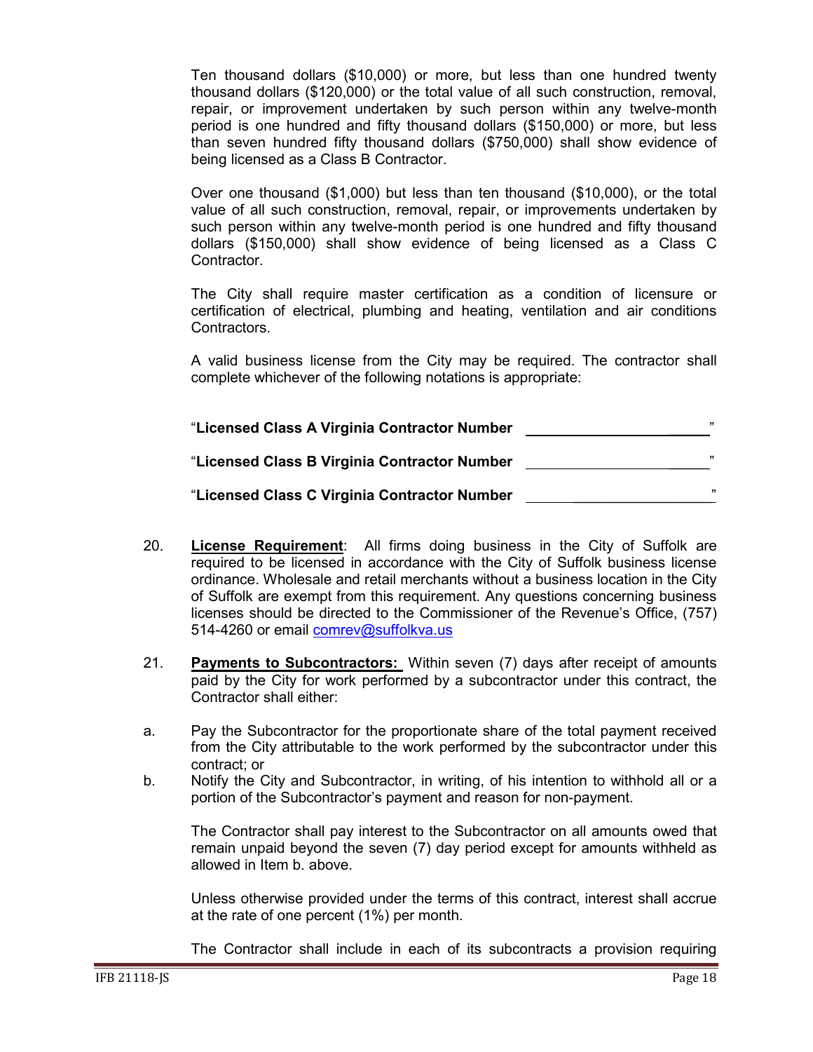Ten thousand dollars ($10,000) or more, but less than one hundred twenty thousand dollars ($120,000) or the total value of all such construction, removal, repair, or improvement undertaken by such person within any twelve-month period is one hundred and fifty thousand dollars ($150,000) or more, but less than seven hundred fifty thousand dollars ($750,000) shall show evidence of being licensed as a Class B Contractor.

Over one thousand ($1,000) but less than ten thousand ($10,000), or the total value of all such construction, removal, repair, or improvements undertaken by such person within any twelve-month period is one hundred and fifty thousand dollars ($150,000) shall show evidence of being licensed as a Class C Contractor.

The City shall require master certification as a condition of licensure or certification of electrical, plumbing and heating, ventilation and air conditions Contractors.

A valid business license from the City may be required. The contractor shall complete whichever of the following notations is appropriate:

"**Licensed Class A Virginia Contractor Number** ______________________"

"**Licensed Class B Virginia Contractor Number** ______________________"

"**Licensed Class C Virginia Contractor Number** ______________________"

20. **License Requirement**: All firms doing business in the City of Suffolk are required to be licensed in accordance with the City of Suffolk business license ordinance. Wholesale and retail merchants without a business location in the City of Suffolk are exempt from this requirement. Any questions concerning business licenses should be directed to the Commissioner of the Revenue's Office, (757) 514-4260 or email comrev@suffolkva.us

21. **Payments to Subcontractors:** Within seven (7) days after receipt of amounts paid by the City for work performed by a subcontractor under this contract, the Contractor shall either:

a. Pay the Subcontractor for the proportionate share of the total payment received from the City attributable to the work performed by the subcontractor under this contract; or

b. Notify the City and Subcontractor, in writing, of his intention to withhold all or a portion of the Subcontractor's payment and reason for non-payment.

The Contractor shall pay interest to the Subcontractor on all amounts owed that remain unpaid beyond the seven (7) day period except for amounts withheld as allowed in Item b. above.

Unless otherwise provided under the terms of this contract, interest shall accrue at the rate of one percent (1%) per month.

The Contractor shall include in each of its subcontracts a provision requiring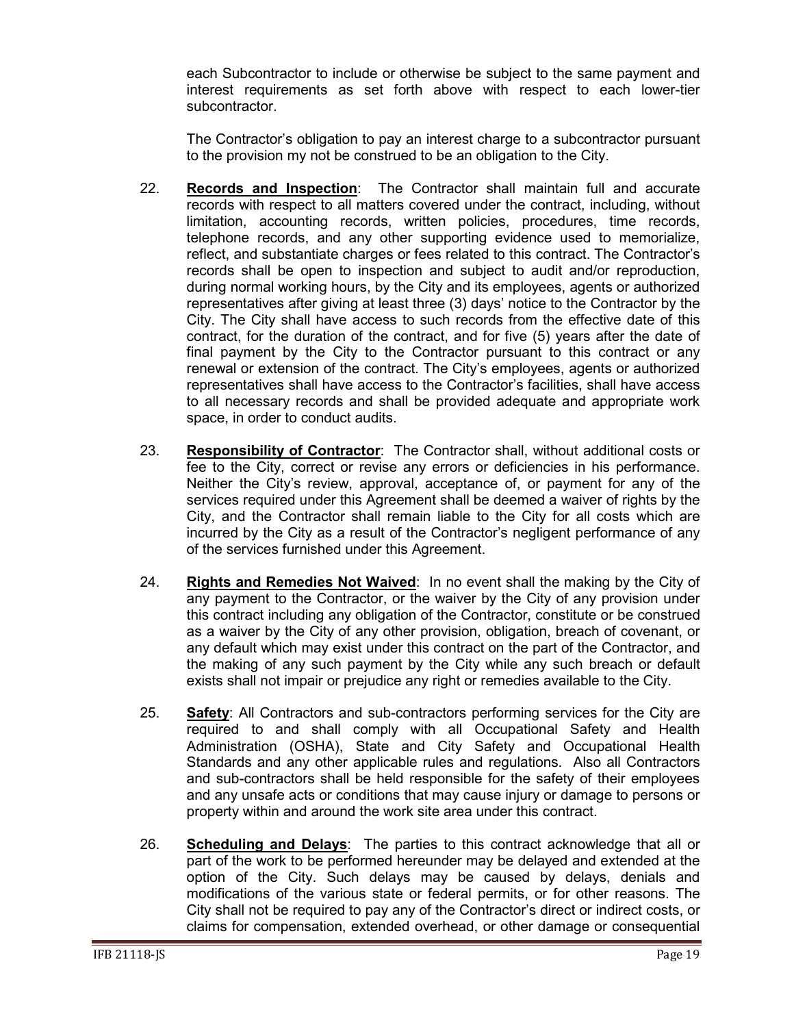each Subcontractor to include or otherwise be subject to the same payment and interest requirements as set forth above with respect to each lower-tier subcontractor.

The Contractor's obligation to pay an interest charge to a subcontractor pursuant to the provision my not be construed to be an obligation to the City.

22. **Records and Inspection**: The Contractor shall maintain full and accurate records with respect to all matters covered under the contract, including, without limitation, accounting records, written policies, procedures, time records, telephone records, and any other supporting evidence used to memorialize, reflect, and substantiate charges or fees related to this contract. The Contractor's records shall be open to inspection and subject to audit and/or reproduction, during normal working hours, by the City and its employees, agents or authorized representatives after giving at least three (3) days' notice to the Contractor by the City. The City shall have access to such records from the effective date of this contract, for the duration of the contract, and for five (5) years after the date of final payment by the City to the Contractor pursuant to this contract or any renewal or extension of the contract. The City's employees, agents or authorized representatives shall have access to the Contractor's facilities, shall have access to all necessary records and shall be provided adequate and appropriate work space, in order to conduct audits.

23. **Responsibility of Contractor**: The Contractor shall, without additional costs or fee to the City, correct or revise any errors or deficiencies in his performance. Neither the City's review, approval, acceptance of, or payment for any of the services required under this Agreement shall be deemed a waiver of rights by the City, and the Contractor shall remain liable to the City for all costs which are incurred by the City as a result of the Contractor's negligent performance of any of the services furnished under this Agreement.

24. **Rights and Remedies Not Waived**: In no event shall the making by the City of any payment to the Contractor, or the waiver by the City of any provision under this contract including any obligation of the Contractor, constitute or be construed as a waiver by the City of any other provision, obligation, breach of covenant, or any default which may exist under this contract on the part of the Contractor, and the making of any such payment by the City while any such breach or default exists shall not impair or prejudice any right or remedies available to the City.

25. **Safety**: All Contractors and sub-contractors performing services for the City are required to and shall comply with all Occupational Safety and Health Administration (OSHA), State and City Safety and Occupational Health Standards and any other applicable rules and regulations. Also all Contractors and sub-contractors shall be held responsible for the safety of their employees and any unsafe acts or conditions that may cause injury or damage to persons or property within and around the work site area under this contract.

26. **Scheduling and Delays**: The parties to this contract acknowledge that all or part of the work to be performed hereunder may be delayed and extended at the option of the City. Such delays may be caused by delays, denials and modifications of the various state or federal permits, or for other reasons. The City shall not be required to pay any of the Contractor's direct or indirect costs, or claims for compensation, extended overhead, or other damage or consequential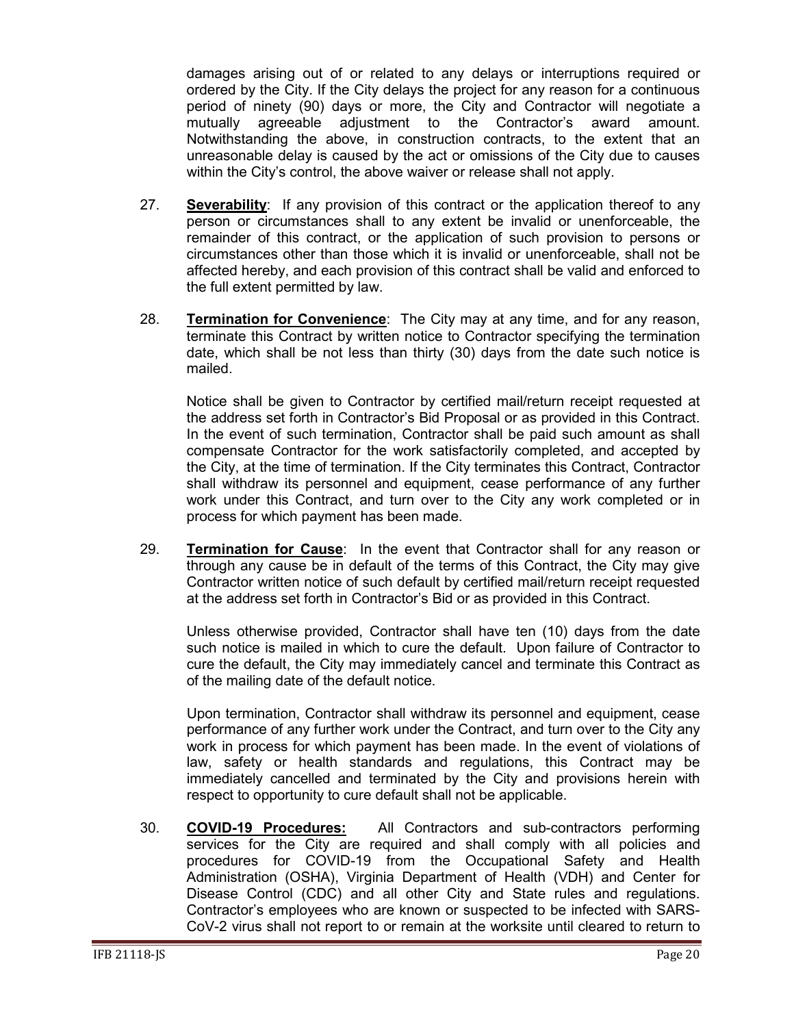damages arising out of or related to any delays or interruptions required or ordered by the City. If the City delays the project for any reason for a continuous period of ninety (90) days or more, the City and Contractor will negotiate a mutually agreeable adjustment to the Contractor's award amount. Notwithstanding the above, in construction contracts, to the extent that an unreasonable delay is caused by the act or omissions of the City due to causes within the City's control, the above waiver or release shall not apply.

27. **Severability**: If any provision of this contract or the application thereof to any person or circumstances shall to any extent be invalid or unenforceable, the remainder of this contract, or the application of such provision to persons or circumstances other than those which it is invalid or unenforceable, shall not be affected hereby, and each provision of this contract shall be valid and enforced to the full extent permitted by law.

28. **Termination for Convenience**: The City may at any time, and for any reason, terminate this Contract by written notice to Contractor specifying the termination date, which shall be not less than thirty (30) days from the date such notice is mailed.

    Notice shall be given to Contractor by certified mail/return receipt requested at the address set forth in Contractor's Bid Proposal or as provided in this Contract. In the event of such termination, Contractor shall be paid such amount as shall compensate Contractor for the work satisfactorily completed, and accepted by the City, at the time of termination. If the City terminates this Contract, Contractor shall withdraw its personnel and equipment, cease performance of any further work under this Contract, and turn over to the City any work completed or in process for which payment has been made.

29. **Termination for Cause**: In the event that Contractor shall for any reason or through any cause be in default of the terms of this Contract, the City may give Contractor written notice of such default by certified mail/return receipt requested at the address set forth in Contractor's Bid or as provided in this Contract.

    Unless otherwise provided, Contractor shall have ten (10) days from the date such notice is mailed in which to cure the default. Upon failure of Contractor to cure the default, the City may immediately cancel and terminate this Contract as of the mailing date of the default notice.

    Upon termination, Contractor shall withdraw its personnel and equipment, cease performance of any further work under the Contract, and turn over to the City any work in process for which payment has been made. In the event of violations of law, safety or health standards and regulations, this Contract may be immediately cancelled and terminated by the City and provisions herein with respect to opportunity to cure default shall not be applicable.

30. **COVID-19 Procedures:** All Contractors and sub-contractors performing services for the City are required and shall comply with all policies and procedures for COVID-19 from the Occupational Safety and Health Administration (OSHA), Virginia Department of Health (VDH) and Center for Disease Control (CDC) and all other City and State rules and regulations. Contractor's employees who are known or suspected to be infected with SARS-CoV-2 virus shall not report to or remain at the worksite until cleared to return to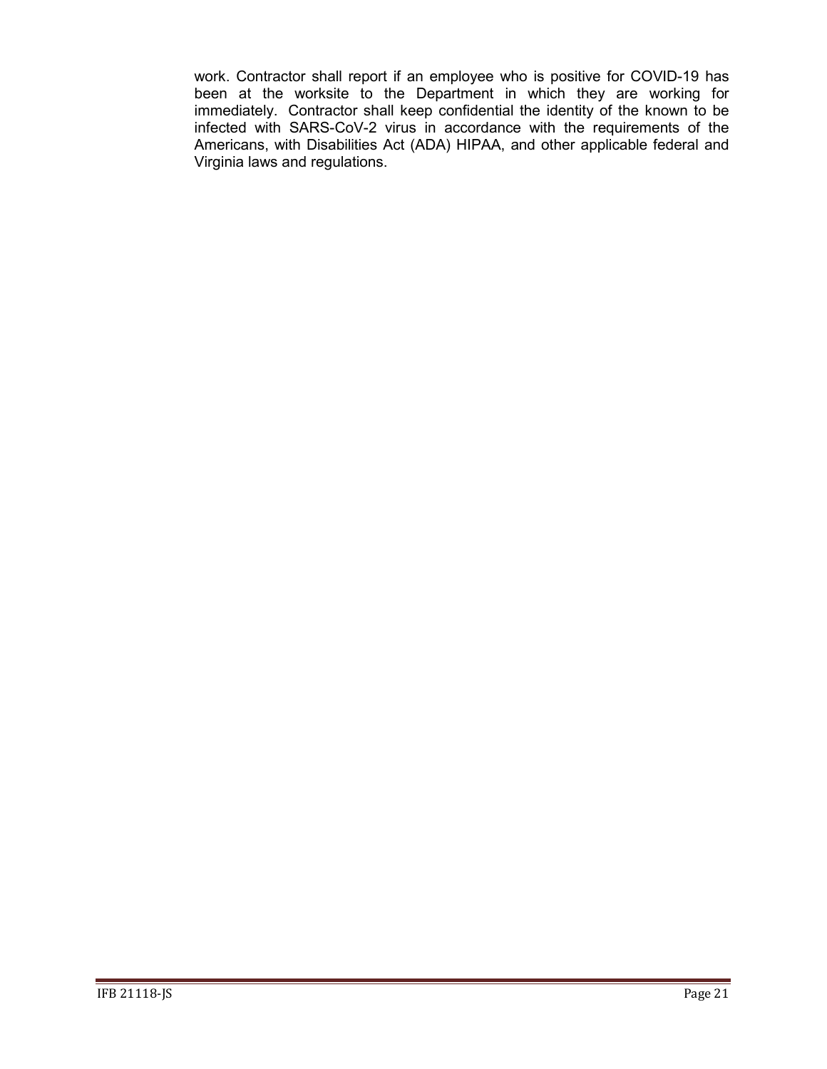work. Contractor shall report if an employee who is positive for COVID-19 has been at the worksite to the Department in which they are working for immediately. Contractor shall keep confidential the identity of the known to be infected with SARS-CoV-2 virus in accordance with the requirements of the Americans, with Disabilities Act (ADA) HIPAA, and other applicable federal and Virginia laws and regulations.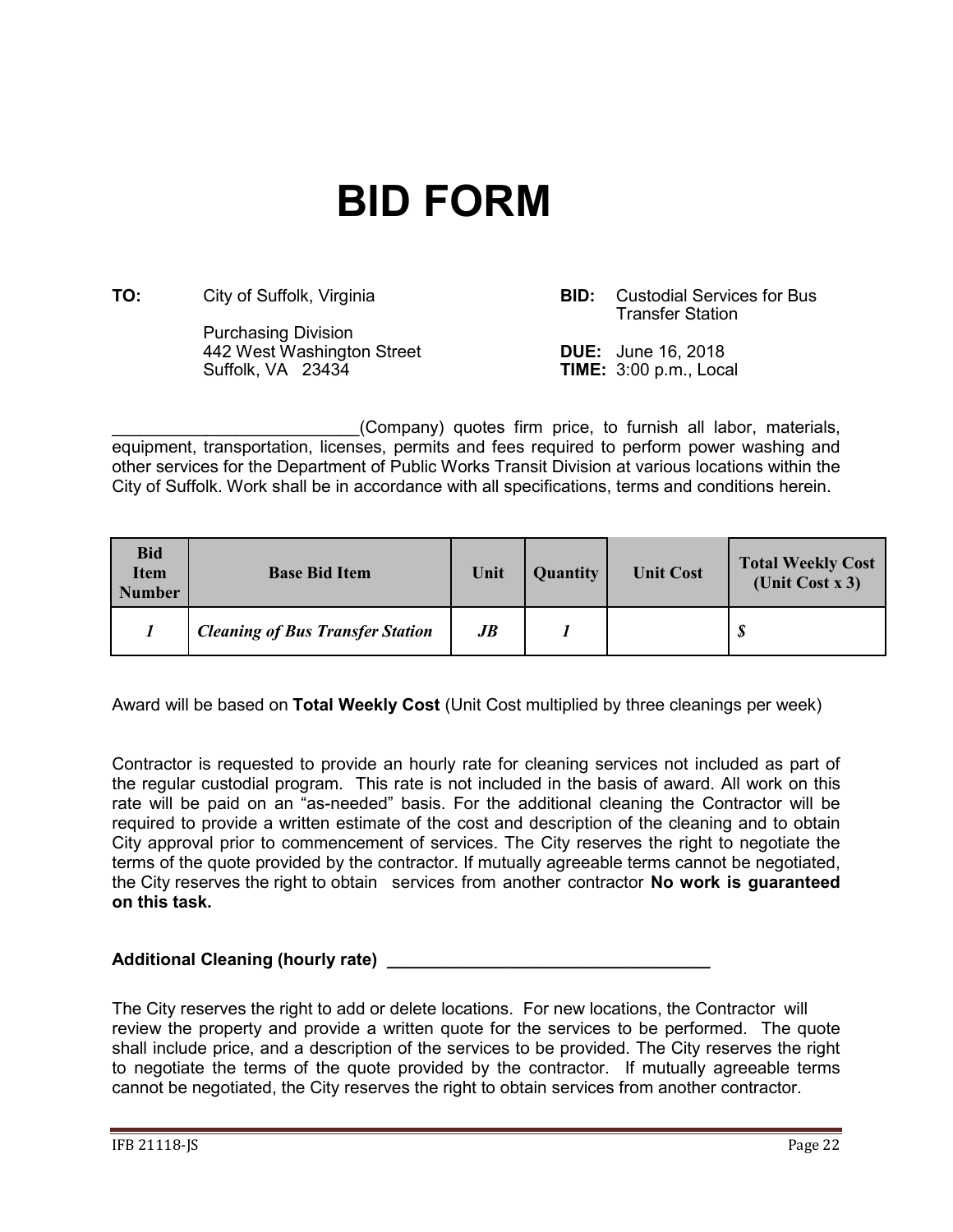# BID FORM

**TO:** City of Suffolk, Virginia
Purchasing Division
442 West Washington Street
Suffolk, VA 23434

**BID:** Custodial Services for Bus Transfer Station

**DUE:** June 16, 2018
**TIME:** 3:00 p.m., Local

__________________________(Company) quotes firm price, to furnish all labor, materials, equipment, transportation, licenses, permits and fees required to perform power washing and other services for the Department of Public Works Transit Division at various locations within the City of Suffolk. Work shall be in accordance with all specifications, terms and conditions herein.

| Bid Item Number | Base Bid Item | Unit | Quantity | Unit Cost | Total Weekly Cost (Unit Cost x 3) |
|---|---|---|---|---|---|
| *1* | ***Cleaning of Bus Transfer Station*** | ***JB*** | *1* | | **$** |

Award will be based on **Total Weekly Cost** (Unit Cost multiplied by three cleanings per week)

Contractor is requested to provide an hourly rate for cleaning services not included as part of the regular custodial program. This rate is not included in the basis of award. All work on this rate will be paid on an "as-needed" basis. For the additional cleaning the Contractor will be required to provide a written estimate of the cost and description of the cleaning and to obtain City approval prior to commencement of services. The City reserves the right to negotiate the terms of the quote provided by the contractor. If mutually agreeable terms cannot be negotiated, the City reserves the right to obtain services from another contractor **No work is guaranteed on this task.**

**Additional Cleaning (hourly rate) ___________________________________**

The City reserves the right to add or delete locations. For new locations, the Contractor will review the property and provide a written quote for the services to be performed. The quote shall include price, and a description of the services to be provided. The City reserves the right to negotiate the terms of the quote provided by the contractor. If mutually agreeable terms cannot be negotiated, the City reserves the right to obtain services from another contractor.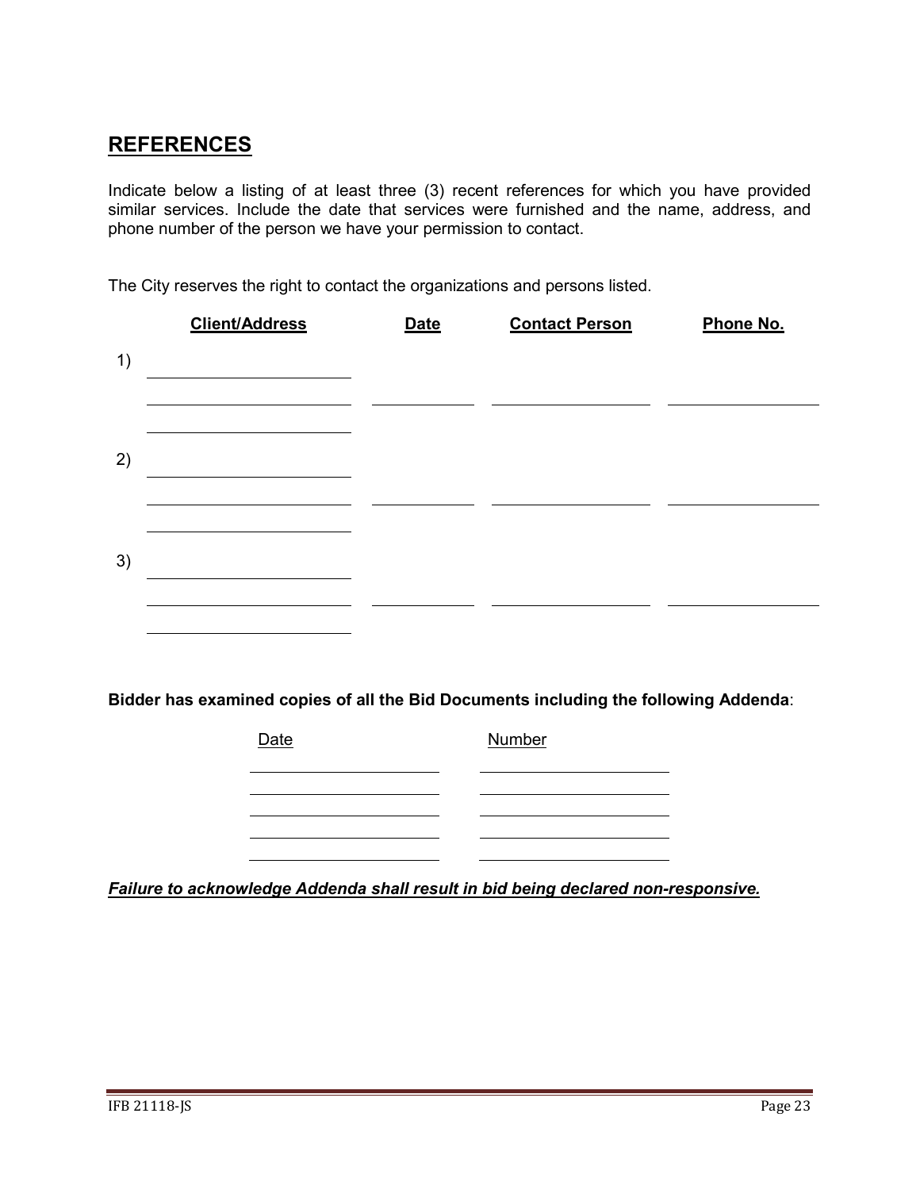## REFERENCES

Indicate below a listing of at least three (3) recent references for which you have provided similar services. Include the date that services were furnished and the name, address, and phone number of the person we have your permission to contact.

The City reserves the right to contact the organizations and persons listed.

| | Client/Address | Date | Contact Person | Phone No. |
|---|---|---|---|---|
| 1) | | | | |
| 2) | | | | |
| 3) | | | | |

**Bidder has examined copies of all the Bid Documents including the following Addenda**:

| Date | Number |
|---|---|
| | |
| | |
| | |
| | |
| | |

***Failure to acknowledge Addenda shall result in bid being declared non-responsive.***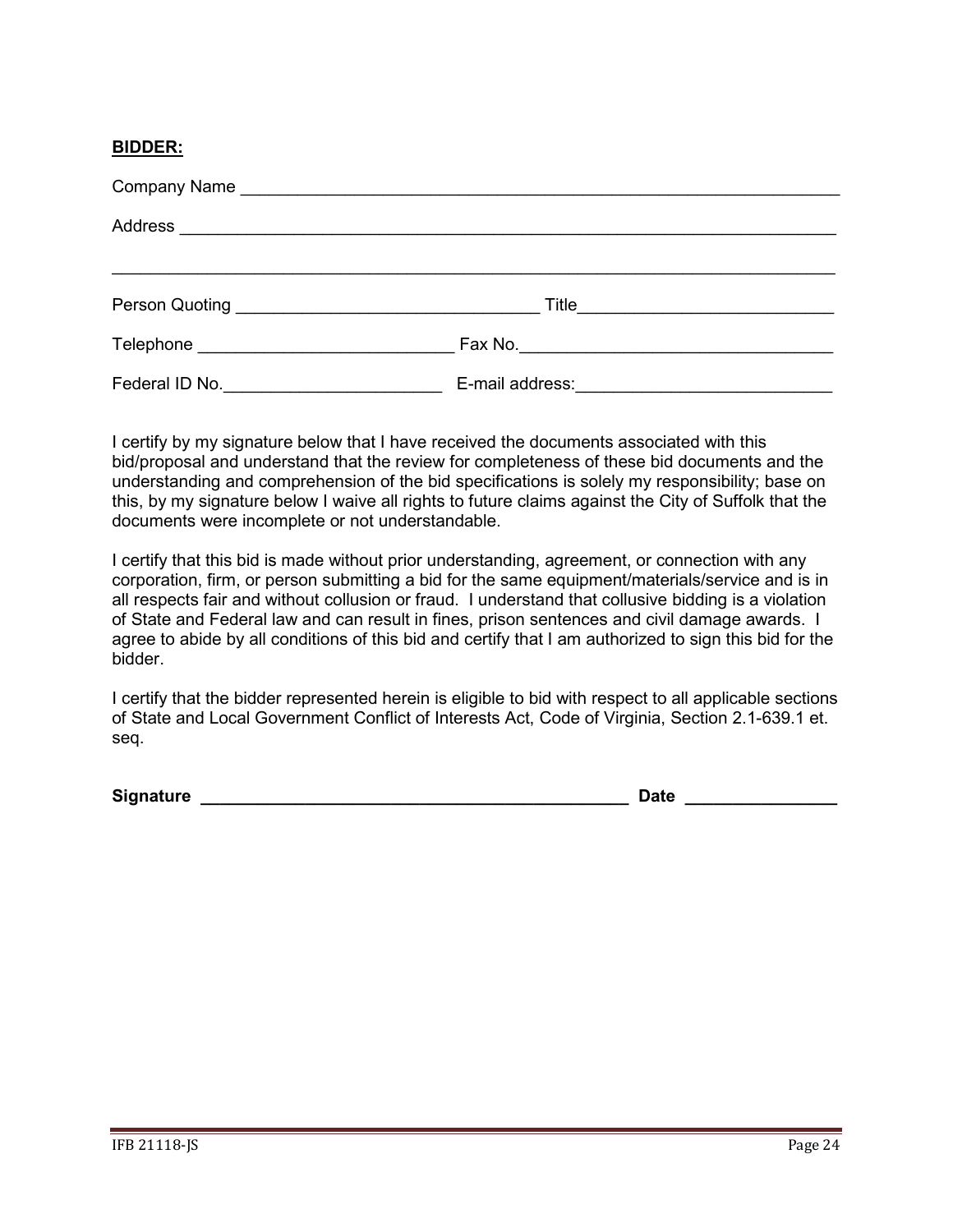**BIDDER:**

Company Name ___________________________________________________________

Address ________________________________________________________________

________________________________________________________________________

Person Quoting ________________________________ Title__________________________

Telephone ___________________________ Fax No.________________________________

Federal ID No.________________________ E-mail address:__________________________

I certify by my signature below that I have received the documents associated with this bid/proposal and understand that the review for completeness of these bid documents and the understanding and comprehension of the bid specifications is solely my responsibility; base on this, by my signature below I waive all rights to future claims against the City of Suffolk that the documents were incomplete or not understandable.

I certify that this bid is made without prior understanding, agreement, or connection with any corporation, firm, or person submitting a bid for the same equipment/materials/service and is in all respects fair and without collusion or fraud. I understand that collusive bidding is a violation of State and Federal law and can result in fines, prison sentences and civil damage awards. I agree to abide by all conditions of this bid and certify that I am authorized to sign this bid for the bidder.

I certify that the bidder represented herein is eligible to bid with respect to all applicable sections of State and Local Government Conflict of Interests Act, Code of Virginia, Section 2.1-639.1 et. seq.

**Signature ______________________________________________ Date _______________**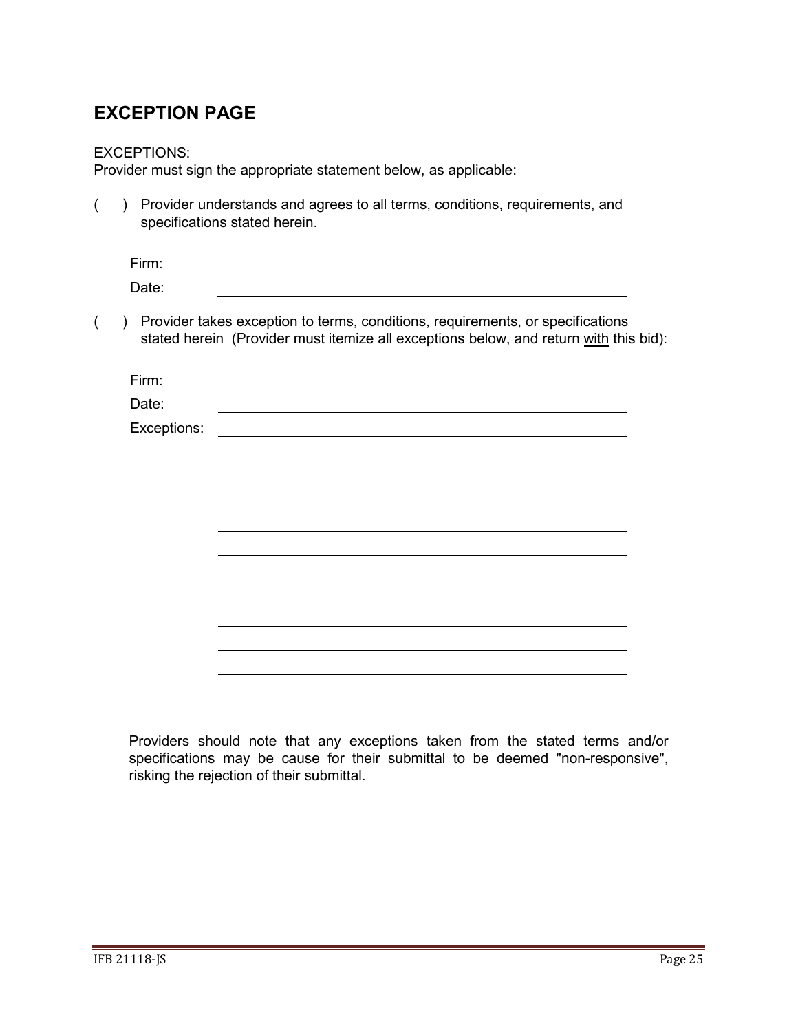## EXCEPTION PAGE

<u>EXCEPTIONS</u>:
Provider must sign the appropriate statement below, as applicable:

(   ) Provider understands and agrees to all terms, conditions, requirements, and specifications stated herein.

Firm: ______________________________________________

Date: ______________________________________________

(   ) Provider takes exception to terms, conditions, requirements, or specifications stated herein (Provider must itemize all exceptions below, and return <u>with</u> this bid):

Firm: ______________________________________________

Date: ______________________________________________

Exceptions: ______________________________________________

______________________________________________

______________________________________________

______________________________________________

______________________________________________

______________________________________________

______________________________________________

______________________________________________

______________________________________________

______________________________________________

______________________________________________

______________________________________________

Providers should note that any exceptions taken from the stated terms and/or specifications may be cause for their submittal to be deemed "non-responsive", risking the rejection of their submittal.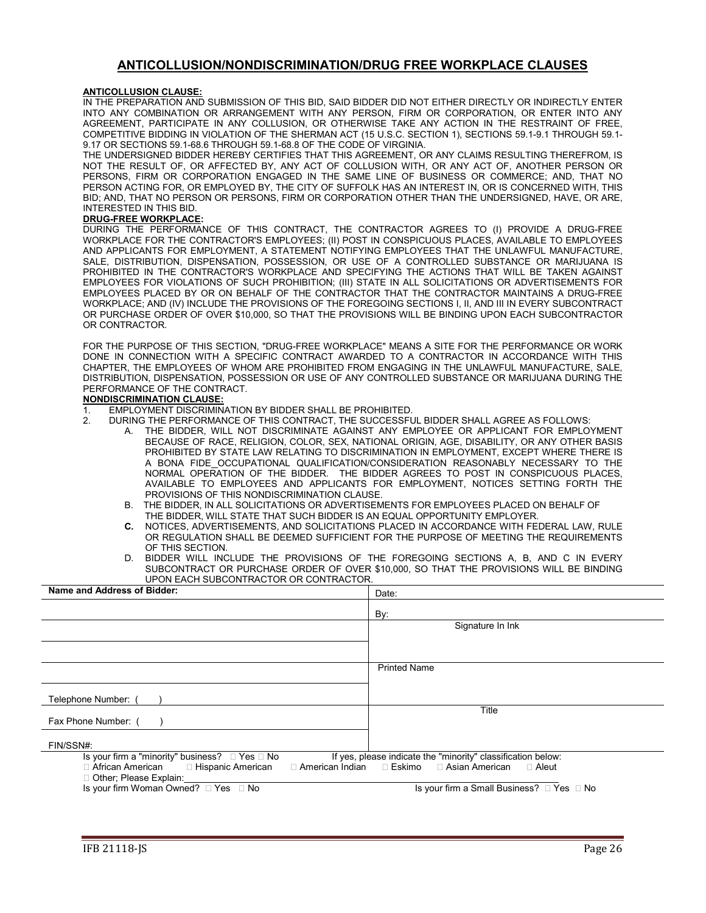# ANTICOLLUSION/NONDISCRIMINATION/DRUG FREE WORKPLACE CLAUSES

**ANTICOLLUSION CLAUSE:**

IN THE PREPARATION AND SUBMISSION OF THIS BID, SAID BIDDER DID NOT EITHER DIRECTLY OR INDIRECTLY ENTER INTO ANY COMBINATION OR ARRANGEMENT WITH ANY PERSON, FIRM OR CORPORATION, OR ENTER INTO ANY AGREEMENT, PARTICIPATE IN ANY COLLUSION, OR OTHERWISE TAKE ANY ACTION IN THE RESTRAINT OF FREE, COMPETITIVE BIDDING IN VIOLATION OF THE SHERMAN ACT (15 U.S.C. SECTION 1), SECTIONS 59.1-9.1 THROUGH 59.1-9.17 OR SECTIONS 59.1-68.6 THROUGH 59.1-68.8 OF THE CODE OF VIRGINIA.

THE UNDERSIGNED BIDDER HEREBY CERTIFIES THAT THIS AGREEMENT, OR ANY CLAIMS RESULTING THEREFROM, IS NOT THE RESULT OF, OR AFFECTED BY, ANY ACT OF COLLUSION WITH, OR ANY ACT OF, ANOTHER PERSON OR PERSONS, FIRM OR CORPORATION ENGAGED IN THE SAME LINE OF BUSINESS OR COMMERCE; AND, THAT NO PERSON ACTING FOR, OR EMPLOYED BY, THE CITY OF SUFFOLK HAS AN INTEREST IN, OR IS CONCERNED WITH, THIS BID; AND, THAT NO PERSON OR PERSONS, FIRM OR CORPORATION OTHER THAN THE UNDERSIGNED, HAVE, OR ARE, INTERESTED IN THIS BID.

**DRUG-FREE WORKPLACE:**

DURING THE PERFORMANCE OF THIS CONTRACT, THE CONTRACTOR AGREES TO (I) PROVIDE A DRUG-FREE WORKPLACE FOR THE CONTRACTOR'S EMPLOYEES; (II) POST IN CONSPICUOUS PLACES, AVAILABLE TO EMPLOYEES AND APPLICANTS FOR EMPLOYMENT, A STATEMENT NOTIFYING EMPLOYEES THAT THE UNLAWFUL MANUFACTURE, SALE, DISTRIBUTION, DISPENSATION, POSSESSION, OR USE OF A CONTROLLED SUBSTANCE OR MARIJUANA IS PROHIBITED IN THE CONTRACTOR'S WORKPLACE AND SPECIFYING THE ACTIONS THAT WILL BE TAKEN AGAINST EMPLOYEES FOR VIOLATIONS OF SUCH PROHIBITION; (III) STATE IN ALL SOLICITATIONS OR ADVERTISEMENTS FOR EMPLOYEES PLACED BY OR ON BEHALF OF THE CONTRACTOR THAT THE CONTRACTOR MAINTAINS A DRUG-FREE WORKPLACE; AND (IV) INCLUDE THE PROVISIONS OF THE FOREGOING SECTIONS I, II, AND III IN EVERY SUBCONTRACT OR PURCHASE ORDER OF OVER $10,000, SO THAT THE PROVISIONS WILL BE BINDING UPON EACH SUBCONTRACTOR OR CONTRACTOR.

FOR THE PURPOSE OF THIS SECTION, "DRUG-FREE WORKPLACE" MEANS A SITE FOR THE PERFORMANCE OR WORK DONE IN CONNECTION WITH A SPECIFIC CONTRACT AWARDED TO A CONTRACTOR IN ACCORDANCE WITH THIS CHAPTER, THE EMPLOYEES OF WHOM ARE PROHIBITED FROM ENGAGING IN THE UNLAWFUL MANUFACTURE, SALE, DISTRIBUTION, DISPENSATION, POSSESSION OR USE OF ANY CONTROLLED SUBSTANCE OR MARIJUANA DURING THE PERFORMANCE OF THE CONTRACT.

**NONDISCRIMINATION CLAUSE:**

1. EMPLOYMENT DISCRIMINATION BY BIDDER SHALL BE PROHIBITED.
2. DURING THE PERFORMANCE OF THIS CONTRACT, THE SUCCESSFUL BIDDER SHALL AGREE AS FOLLOWS:
   - A. THE BIDDER, WILL NOT DISCRIMINATE AGAINST ANY EMPLOYEE OR APPLICANT FOR EMPLOYMENT BECAUSE OF RACE, RELIGION, COLOR, SEX, NATIONAL ORIGIN, AGE, DISABILITY, OR ANY OTHER BASIS PROHIBITED BY STATE LAW RELATING TO DISCRIMINATION IN EMPLOYMENT, EXCEPT WHERE THERE IS A BONA FIDE OCCUPATIONAL QUALIFICATION/CONSIDERATION REASONABLY NECESSARY TO THE NORMAL OPERATION OF THE BIDDER. THE BIDDER AGREES TO POST IN CONSPICUOUS PLACES, AVAILABLE TO EMPLOYEES AND APPLICANTS FOR EMPLOYMENT, NOTICES SETTING FORTH THE PROVISIONS OF THIS NONDISCRIMINATION CLAUSE.
   - B. THE BIDDER, IN ALL SOLICITATIONS OR ADVERTISEMENTS FOR EMPLOYEES PLACED ON BEHALF OF THE BIDDER, WILL STATE THAT SUCH BIDDER IS AN EQUAL OPPORTUNITY EMPLOYER.
   - **C.** NOTICES, ADVERTISEMENTS, AND SOLICITATIONS PLACED IN ACCORDANCE WITH FEDERAL LAW, RULE OR REGULATION SHALL BE DEEMED SUFFICIENT FOR THE PURPOSE OF MEETING THE REQUIREMENTS OF THIS SECTION.
   - D. BIDDER WILL INCLUDE THE PROVISIONS OF THE FOREGOING SECTIONS A, B, AND C IN EVERY SUBCONTRACT OR PURCHASE ORDER OF OVER $10,000, SO THAT THE PROVISIONS WILL BE BINDING UPON EACH SUBCONTRACTOR OR CONTRACTOR.

| **Name and Address of Bidder:** | Date: |
|---|---|
| | By: |
| | Signature In Ink |
| | |
| | Printed Name |
| Telephone Number: ( ) | |
| Fax Phone Number: ( ) | Title |
| FIN/SSN#: | |

Is your firm a "minority" business? □ Yes □ No  If yes, please indicate the "minority" classification below:

□ African American □ Hispanic American □ American Indian □ Eskimo □ Asian American □ Aleut

□ Other; Please Explain:______________________________

Is your firm Woman Owned? □ Yes □ No  Is your firm a Small Business? □ Yes □ No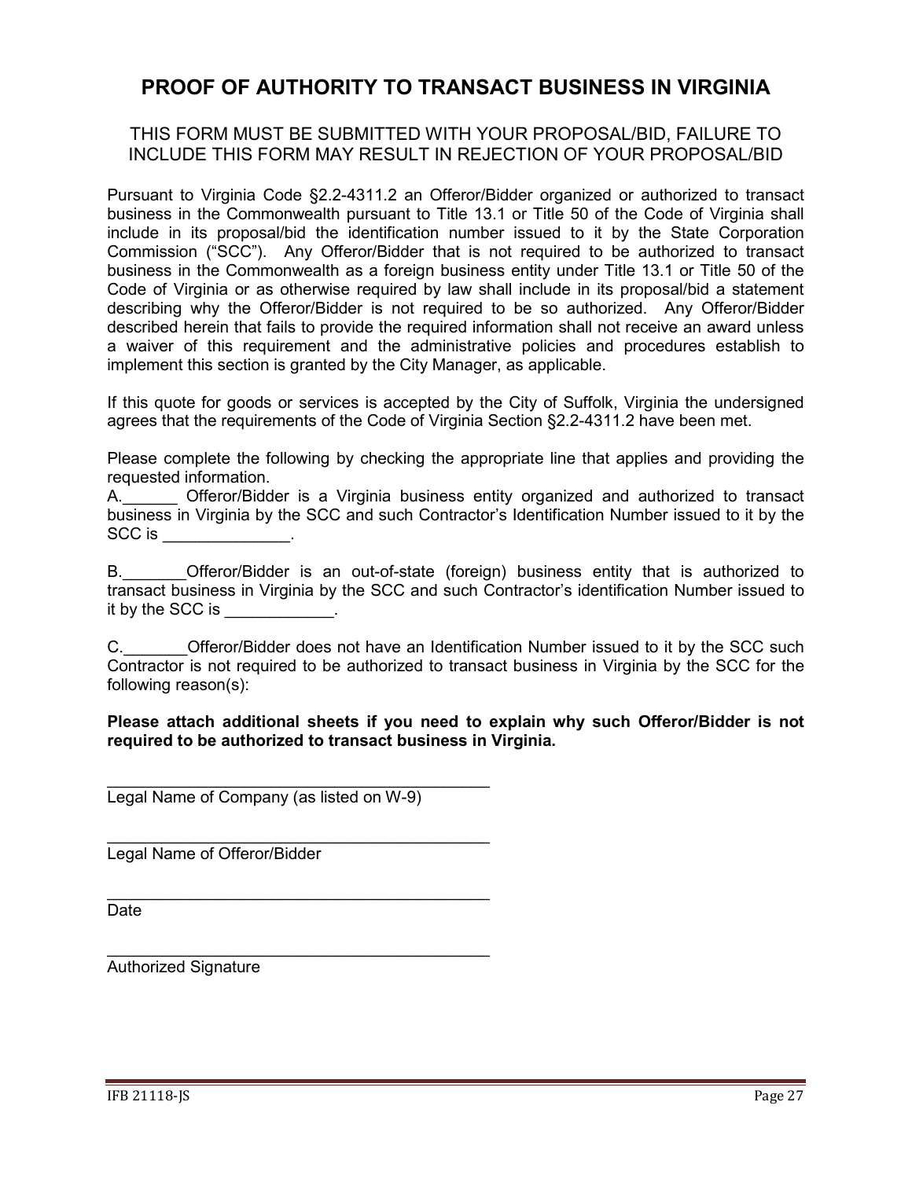# PROOF OF AUTHORITY TO TRANSACT BUSINESS IN VIRGINIA

THIS FORM MUST BE SUBMITTED WITH YOUR PROPOSAL/BID, FAILURE TO INCLUDE THIS FORM MAY RESULT IN REJECTION OF YOUR PROPOSAL/BID

Pursuant to Virginia Code §2.2-4311.2 an Offeror/Bidder organized or authorized to transact business in the Commonwealth pursuant to Title 13.1 or Title 50 of the Code of Virginia shall include in its proposal/bid the identification number issued to it by the State Corporation Commission ("SCC"). Any Offeror/Bidder that is not required to be authorized to transact business in the Commonwealth as a foreign business entity under Title 13.1 or Title 50 of the Code of Virginia or as otherwise required by law shall include in its proposal/bid a statement describing why the Offeror/Bidder is not required to be so authorized. Any Offeror/Bidder described herein that fails to provide the required information shall not receive an award unless a waiver of this requirement and the administrative policies and procedures establish to implement this section is granted by the City Manager, as applicable.

If this quote for goods or services is accepted by the City of Suffolk, Virginia the undersigned agrees that the requirements of the Code of Virginia Section §2.2-4311.2 have been met.

Please complete the following by checking the appropriate line that applies and providing the requested information.

A.______ Offeror/Bidder is a Virginia business entity organized and authorized to transact business in Virginia by the SCC and such Contractor's Identification Number issued to it by the SCC is ______________.

B._______Offeror/Bidder is an out-of-state (foreign) business entity that is authorized to transact business in Virginia by the SCC and such Contractor's identification Number issued to it by the SCC is ____________.

C._______Offeror/Bidder does not have an Identification Number issued to it by the SCC such Contractor is not required to be authorized to transact business in Virginia by the SCC for the following reason(s):

**Please attach additional sheets if you need to explain why such Offeror/Bidder is not required to be authorized to transact business in Virginia.**

____________________________________________
Legal Name of Company (as listed on W-9)

____________________________________________
Legal Name of Offeror/Bidder

____________________________________________
Date

____________________________________________
Authorized Signature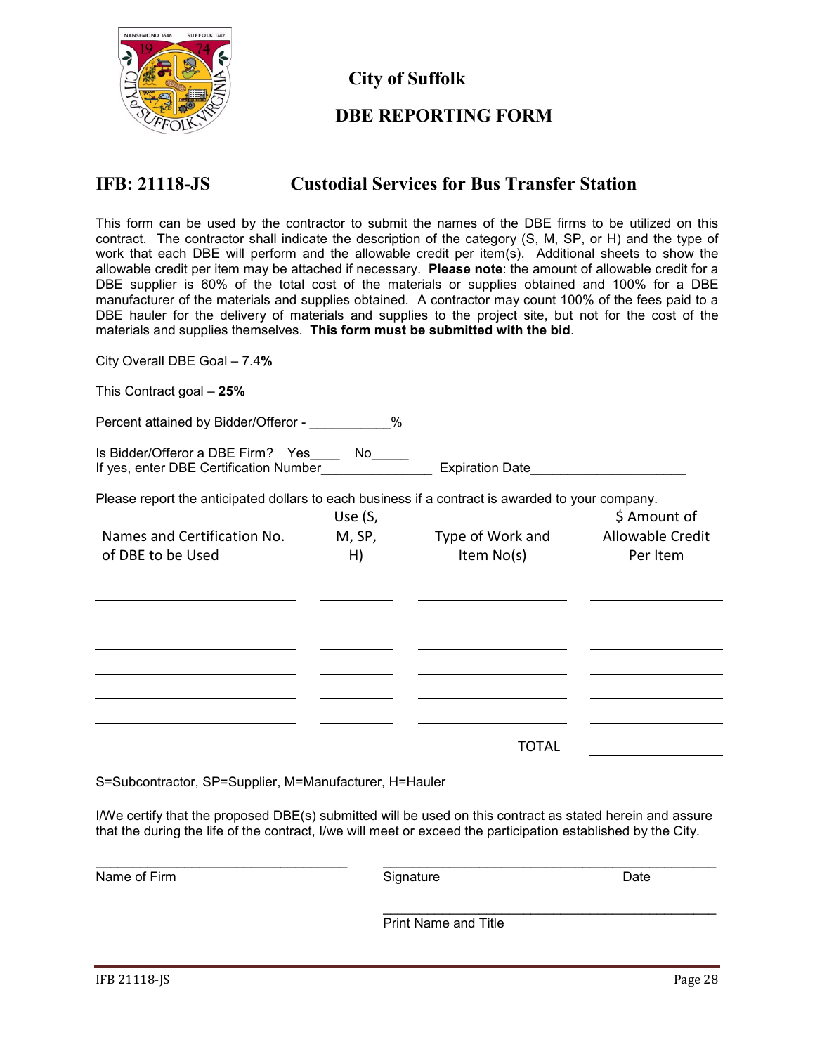# City of Suffolk

## DBE REPORTING FORM

## IFB: 21118-JS Custodial Services for Bus Transfer Station

This form can be used by the contractor to submit the names of the DBE firms to be utilized on this contract. The contractor shall indicate the description of the category (S, M, SP, or H) and the type of work that each DBE will perform and the allowable credit per item(s). Additional sheets to show the allowable credit per item may be attached if necessary. **Please note**: the amount of allowable credit for a DBE supplier is 60% of the total cost of the materials or supplies obtained and 100% for a DBE manufacturer of the materials and supplies obtained. A contractor may count 100% of the fees paid to a DBE hauler for the delivery of materials and supplies to the project site, but not for the cost of the materials and supplies themselves. **This form must be submitted with the bid**.

City Overall DBE Goal – 7.4**%**

This Contract goal – **25%**

Percent attained by Bidder/Offeror - ___________%

Is Bidder/Offeror a DBE Firm? Yes____ No_____
If yes, enter DBE Certification Number_______________ Expiration Date_____________________

Please report the anticipated dollars to each business if a contract is awarded to your company.

| Names and Certification No. of DBE to be Used | Use (S, M, SP, H) | Type of Work and Item No(s) | $ Amount of Allowable Credit Per Item |
|---|---|---|---|
| | | | |
| | | | |
| | | | |
| | | | |
| | | | |
| | | | |
| | | TOTAL | |

S=Subcontractor, SP=Supplier, M=Manufacturer, H=Hauler

I/We certify that the proposed DBE(s) submitted will be used on this contract as stated herein and assure that the during the life of the contract, I/we will meet or exceed the participation established by the City.

___________________________________ ______________________________________________
Name of Firm Signature Date

______________________________________________
Print Name and Title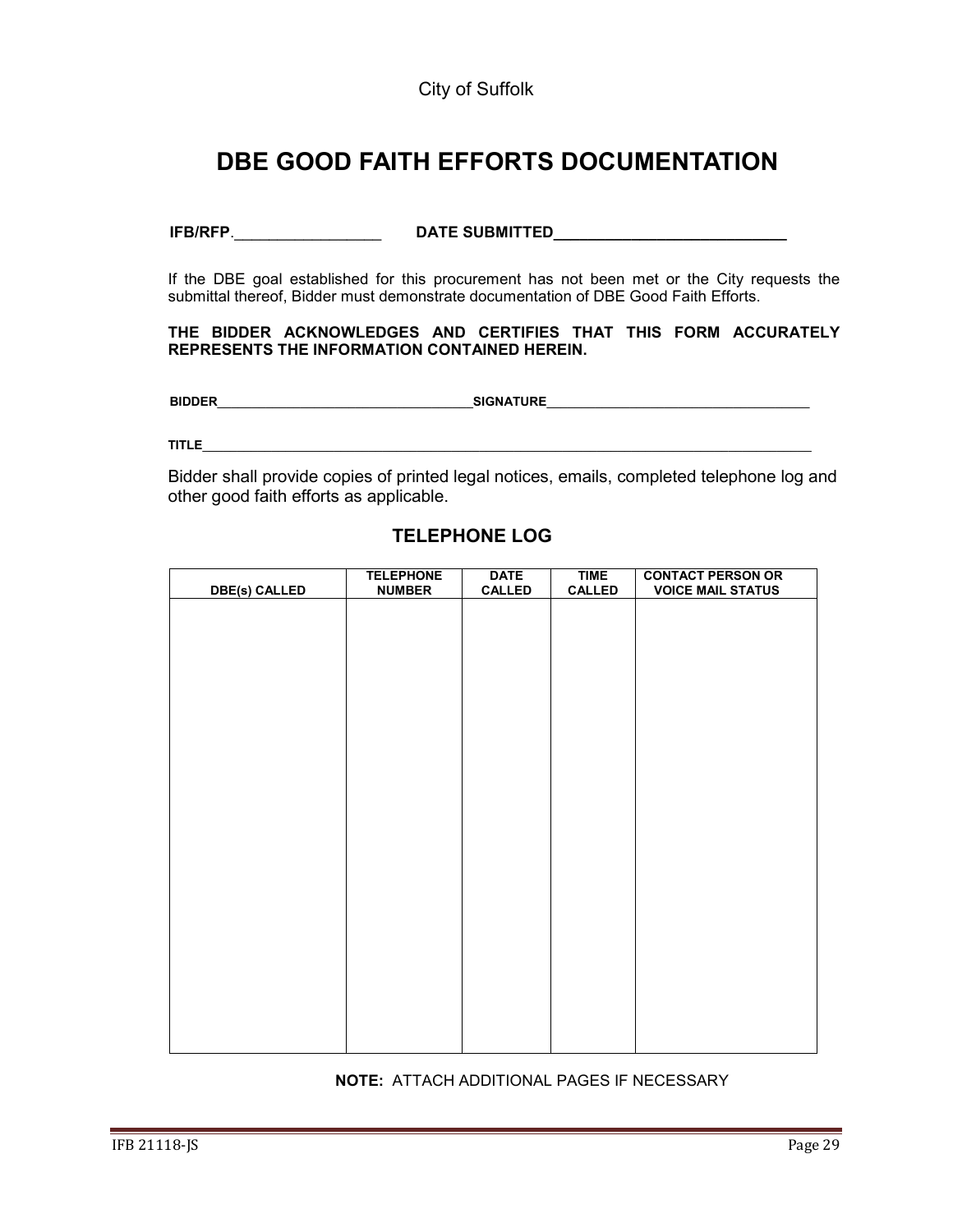City of Suffolk

# DBE GOOD FAITH EFFORTS DOCUMENTATION

**IFB/RFP**.\_\_\_\_\_\_\_\_\_\_\_\_\_\_\_\_\_ **DATE SUBMITTED**\_\_\_\_\_\_\_\_\_\_\_\_\_\_\_\_\_\_\_\_\_\_\_\_\_\_\_

If the DBE goal established for this procurement has not been met or the City requests the submittal thereof, Bidder must demonstrate documentation of DBE Good Faith Efforts.

**THE BIDDER ACKNOWLEDGES AND CERTIFIES THAT THIS FORM ACCURATELY REPRESENTS THE INFORMATION CONTAINED HEREIN.**

**BIDDER**\_\_\_\_\_\_\_\_\_\_\_\_\_\_\_\_\_\_\_\_\_\_\_\_\_\_\_\_\_\_\_\_\_\_\_\_ **SIGNATURE**\_\_\_\_\_\_\_\_\_\_\_\_\_\_\_\_\_\_\_\_\_\_\_\_\_\_\_\_\_\_\_\_\_\_\_\_

**TITLE**\_\_\_\_\_\_\_\_\_\_\_\_\_\_\_\_\_\_\_\_\_\_\_\_\_\_\_\_\_\_\_\_\_\_\_\_\_\_\_\_\_\_\_\_\_\_\_\_\_\_\_\_\_\_\_\_\_\_\_\_\_\_\_\_\_\_\_\_\_\_\_\_\_\_\_\_\_\_

Bidder shall provide copies of printed legal notices, emails, completed telephone log and other good faith efforts as applicable.

## TELEPHONE LOG

| DBE(s) CALLED | TELEPHONE NUMBER | DATE CALLED | TIME CALLED | CONTACT PERSON OR VOICE MAIL STATUS |
|---|---|---|---|---|
| | | | | |

**NOTE:** ATTACH ADDITIONAL PAGES IF NECESSARY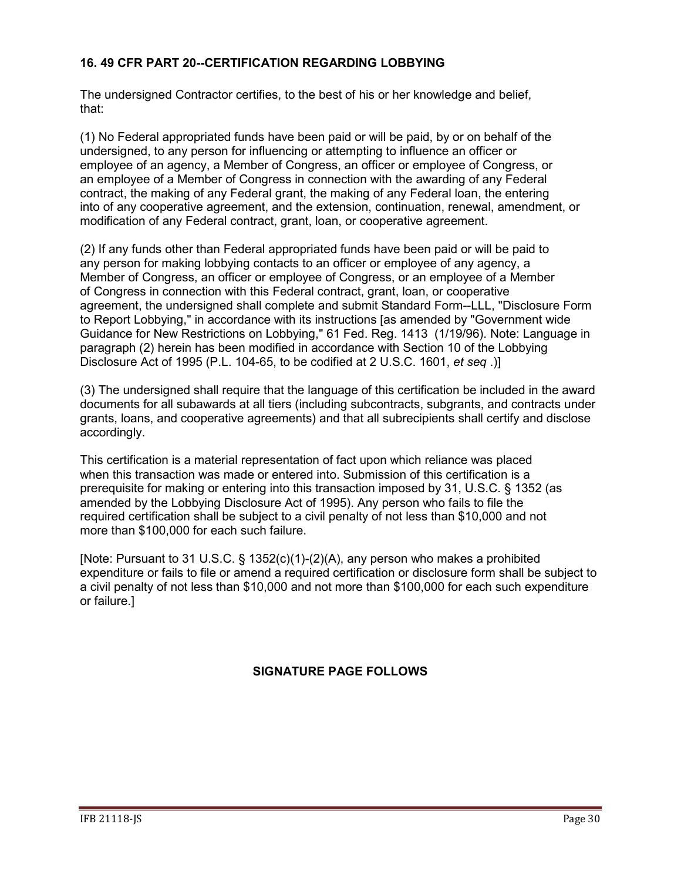### 16. 49 CFR PART 20--CERTIFICATION REGARDING LOBBYING

The undersigned Contractor certifies, to the best of his or her knowledge and belief, that:

(1) No Federal appropriated funds have been paid or will be paid, by or on behalf of the undersigned, to any person for influencing or attempting to influence an officer or employee of an agency, a Member of Congress, an officer or employee of Congress, or an employee of a Member of Congress in connection with the awarding of any Federal contract, the making of any Federal grant, the making of any Federal loan, the entering into of any cooperative agreement, and the extension, continuation, renewal, amendment, or modification of any Federal contract, grant, loan, or cooperative agreement.

(2) If any funds other than Federal appropriated funds have been paid or will be paid to any person for making lobbying contacts to an officer or employee of any agency, a Member of Congress, an officer or employee of Congress, or an employee of a Member of Congress in connection with this Federal contract, grant, loan, or cooperative agreement, the undersigned shall complete and submit Standard Form--LLL, "Disclosure Form to Report Lobbying," in accordance with its instructions [as amended by "Government wide Guidance for New Restrictions on Lobbying," 61 Fed. Reg. 1413 (1/19/96). Note: Language in paragraph (2) herein has been modified in accordance with Section 10 of the Lobbying Disclosure Act of 1995 (P.L. 104-65, to be codified at 2 U.S.C. 1601, *et seq* .)]

(3) The undersigned shall require that the language of this certification be included in the award documents for all subawards at all tiers (including subcontracts, subgrants, and contracts under grants, loans, and cooperative agreements) and that all subrecipients shall certify and disclose accordingly.

This certification is a material representation of fact upon which reliance was placed when this transaction was made or entered into. Submission of this certification is a prerequisite for making or entering into this transaction imposed by 31, U.S.C. § 1352 (as amended by the Lobbying Disclosure Act of 1995). Any person who fails to file the required certification shall be subject to a civil penalty of not less than $10,000 and not more than $100,000 for each such failure.

[Note: Pursuant to 31 U.S.C. § 1352(c)(1)-(2)(A), any person who makes a prohibited expenditure or fails to file or amend a required certification or disclosure form shall be subject to a civil penalty of not less than $10,000 and not more than $100,000 for each such expenditure or failure.]

**SIGNATURE PAGE FOLLOWS**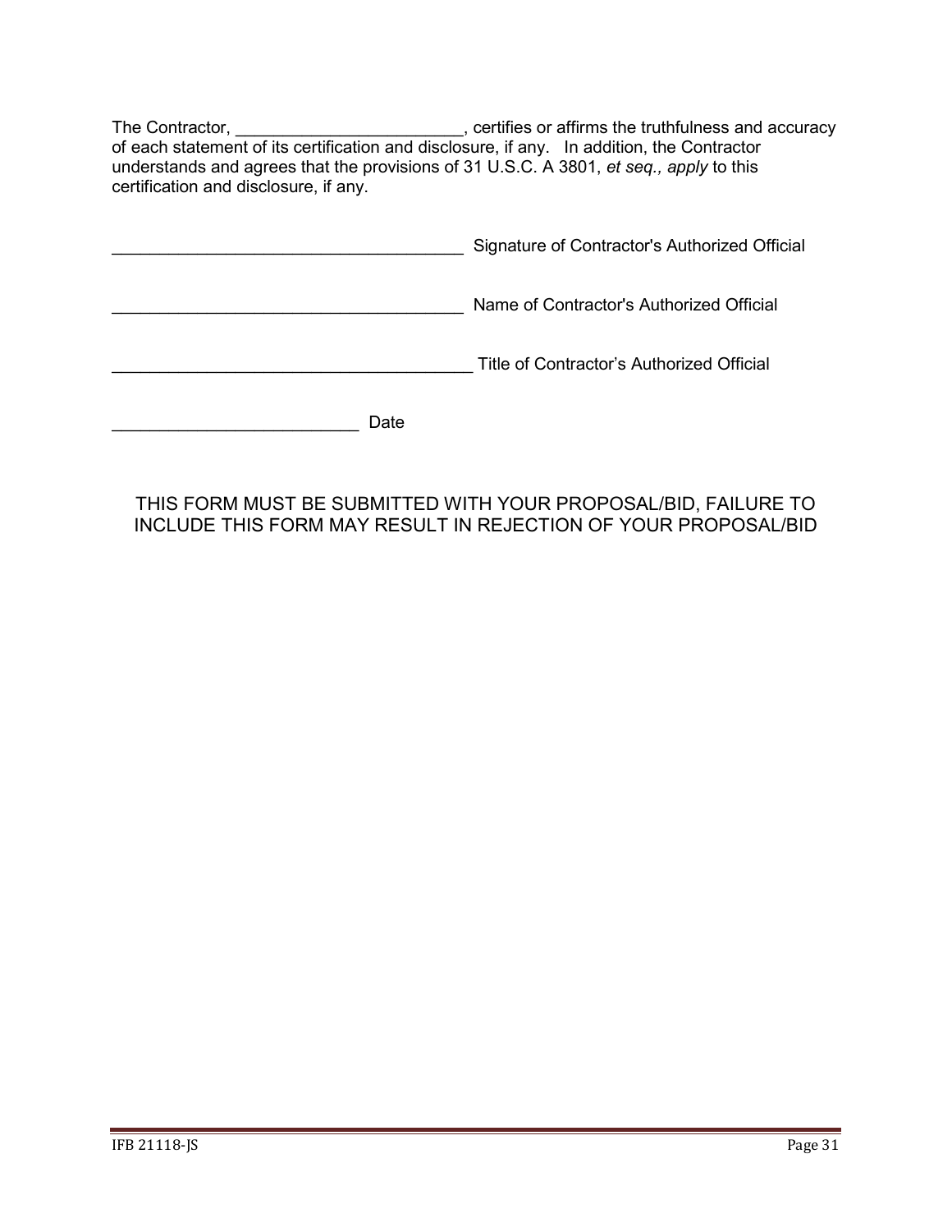The Contractor, ________________________, certifies or affirms the truthfulness and accuracy of each statement of its certification and disclosure, if any. In addition, the Contractor understands and agrees that the provisions of 31 U.S.C. A 3801, *et seq., apply* to this certification and disclosure, if any.

_____________________________________ Signature of Contractor's Authorized Official

_____________________________________ Name of Contractor's Authorized Official

_____________________________________ Title of Contractor's Authorized Official

__________________________ Date

THIS FORM MUST BE SUBMITTED WITH YOUR PROPOSAL/BID, FAILURE TO INCLUDE THIS FORM MAY RESULT IN REJECTION OF YOUR PROPOSAL/BID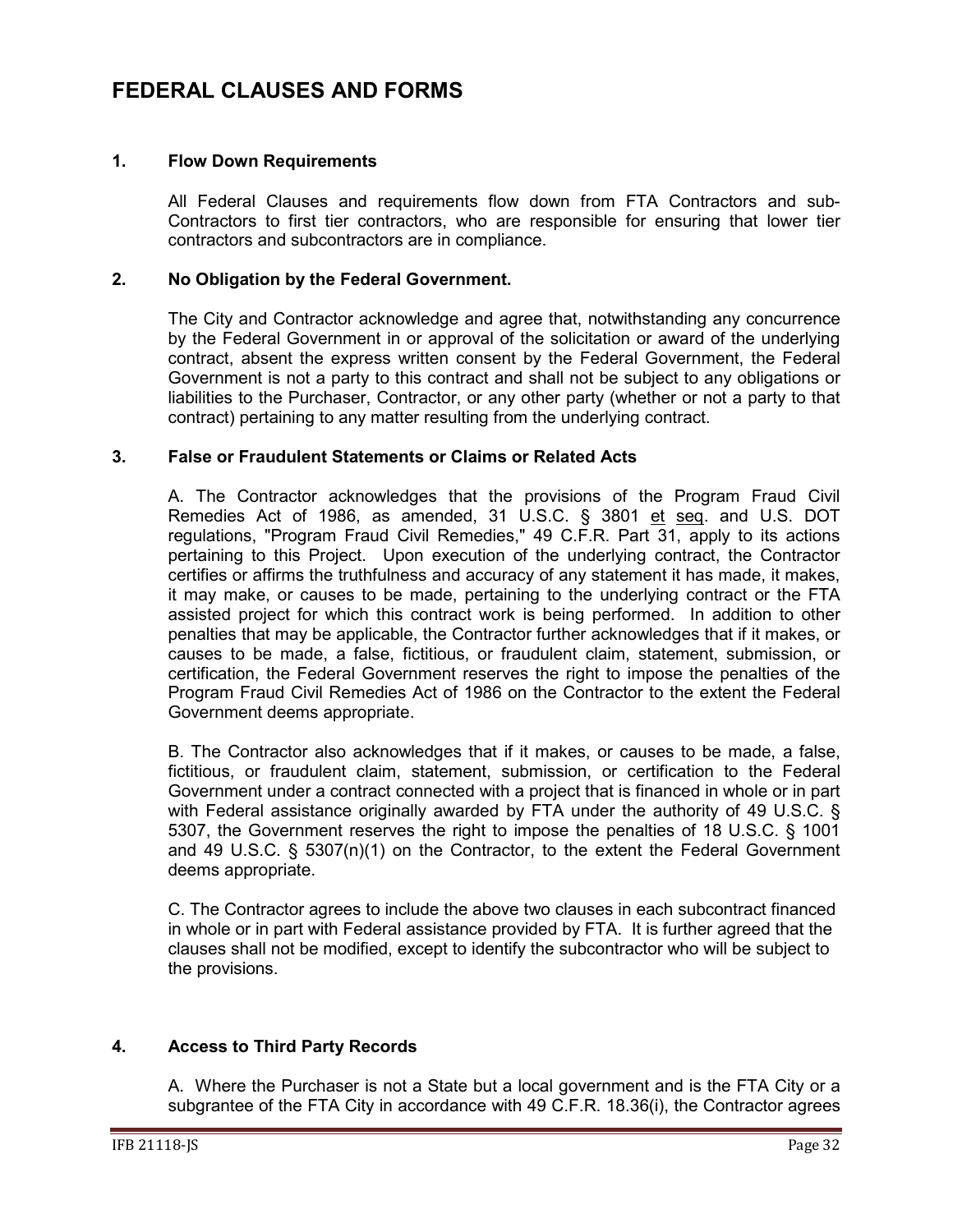# FEDERAL CLAUSES AND FORMS

### 1. Flow Down Requirements

All Federal Clauses and requirements flow down from FTA Contractors and sub-Contractors to first tier contractors, who are responsible for ensuring that lower tier contractors and subcontractors are in compliance.

### 2. No Obligation by the Federal Government.

The City and Contractor acknowledge and agree that, notwithstanding any concurrence by the Federal Government in or approval of the solicitation or award of the underlying contract, absent the express written consent by the Federal Government, the Federal Government is not a party to this contract and shall not be subject to any obligations or liabilities to the Purchaser, Contractor, or any other party (whether or not a party to that contract) pertaining to any matter resulting from the underlying contract.

### 3. False or Fraudulent Statements or Claims or Related Acts

A. The Contractor acknowledges that the provisions of the Program Fraud Civil Remedies Act of 1986, as amended, 31 U.S.C. § 3801 et seq. and U.S. DOT regulations, "Program Fraud Civil Remedies," 49 C.F.R. Part 31, apply to its actions pertaining to this Project. Upon execution of the underlying contract, the Contractor certifies or affirms the truthfulness and accuracy of any statement it has made, it makes, it may make, or causes to be made, pertaining to the underlying contract or the FTA assisted project for which this contract work is being performed. In addition to other penalties that may be applicable, the Contractor further acknowledges that if it makes, or causes to be made, a false, fictitious, or fraudulent claim, statement, submission, or certification, the Federal Government reserves the right to impose the penalties of the Program Fraud Civil Remedies Act of 1986 on the Contractor to the extent the Federal Government deems appropriate.

B. The Contractor also acknowledges that if it makes, or causes to be made, a false, fictitious, or fraudulent claim, statement, submission, or certification to the Federal Government under a contract connected with a project that is financed in whole or in part with Federal assistance originally awarded by FTA under the authority of 49 U.S.C. § 5307, the Government reserves the right to impose the penalties of 18 U.S.C. § 1001 and 49 U.S.C. § 5307(n)(1) on the Contractor, to the extent the Federal Government deems appropriate.

C. The Contractor agrees to include the above two clauses in each subcontract financed in whole or in part with Federal assistance provided by FTA. It is further agreed that the clauses shall not be modified, except to identify the subcontractor who will be subject to the provisions.

### 4. Access to Third Party Records

A. Where the Purchaser is not a State but a local government and is the FTA City or a subgrantee of the FTA City in accordance with 49 C.F.R. 18.36(i), the Contractor agrees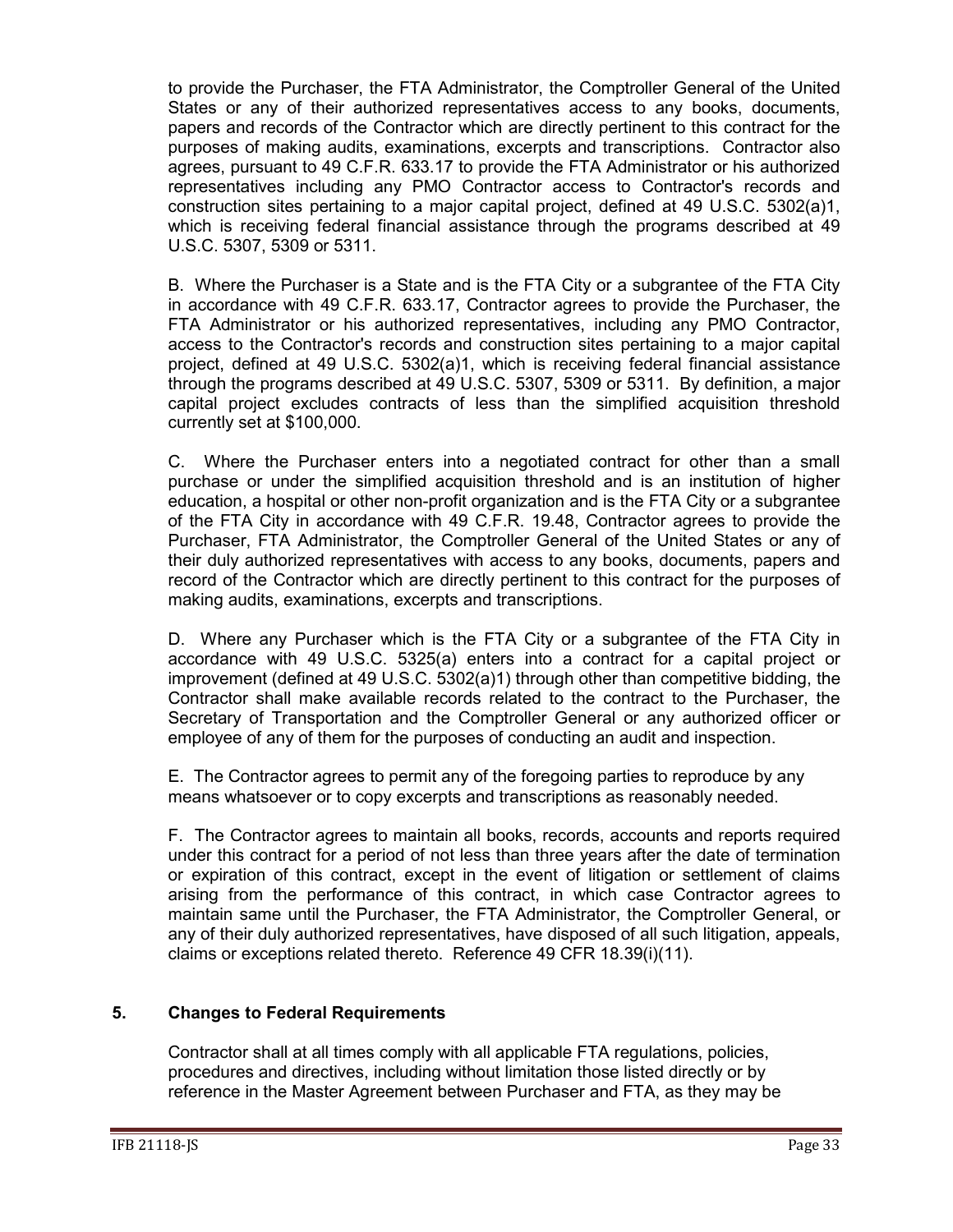to provide the Purchaser, the FTA Administrator, the Comptroller General of the United States or any of their authorized representatives access to any books, documents, papers and records of the Contractor which are directly pertinent to this contract for the purposes of making audits, examinations, excerpts and transcriptions. Contractor also agrees, pursuant to 49 C.F.R. 633.17 to provide the FTA Administrator or his authorized representatives including any PMO Contractor access to Contractor's records and construction sites pertaining to a major capital project, defined at 49 U.S.C. 5302(a)1, which is receiving federal financial assistance through the programs described at 49 U.S.C. 5307, 5309 or 5311.

B. Where the Purchaser is a State and is the FTA City or a subgrantee of the FTA City in accordance with 49 C.F.R. 633.17, Contractor agrees to provide the Purchaser, the FTA Administrator or his authorized representatives, including any PMO Contractor, access to the Contractor's records and construction sites pertaining to a major capital project, defined at 49 U.S.C. 5302(a)1, which is receiving federal financial assistance through the programs described at 49 U.S.C. 5307, 5309 or 5311. By definition, a major capital project excludes contracts of less than the simplified acquisition threshold currently set at $100,000.

C. Where the Purchaser enters into a negotiated contract for other than a small purchase or under the simplified acquisition threshold and is an institution of higher education, a hospital or other non-profit organization and is the FTA City or a subgrantee of the FTA City in accordance with 49 C.F.R. 19.48, Contractor agrees to provide the Purchaser, FTA Administrator, the Comptroller General of the United States or any of their duly authorized representatives with access to any books, documents, papers and record of the Contractor which are directly pertinent to this contract for the purposes of making audits, examinations, excerpts and transcriptions.

D. Where any Purchaser which is the FTA City or a subgrantee of the FTA City in accordance with 49 U.S.C. 5325(a) enters into a contract for a capital project or improvement (defined at 49 U.S.C. 5302(a)1) through other than competitive bidding, the Contractor shall make available records related to the contract to the Purchaser, the Secretary of Transportation and the Comptroller General or any authorized officer or employee of any of them for the purposes of conducting an audit and inspection.

E. The Contractor agrees to permit any of the foregoing parties to reproduce by any means whatsoever or to copy excerpts and transcriptions as reasonably needed.

F. The Contractor agrees to maintain all books, records, accounts and reports required under this contract for a period of not less than three years after the date of termination or expiration of this contract, except in the event of litigation or settlement of claims arising from the performance of this contract, in which case Contractor agrees to maintain same until the Purchaser, the FTA Administrator, the Comptroller General, or any of their duly authorized representatives, have disposed of all such litigation, appeals, claims or exceptions related thereto. Reference 49 CFR 18.39(i)(11).

## 5. Changes to Federal Requirements

Contractor shall at all times comply with all applicable FTA regulations, policies, procedures and directives, including without limitation those listed directly or by reference in the Master Agreement between Purchaser and FTA, as they may be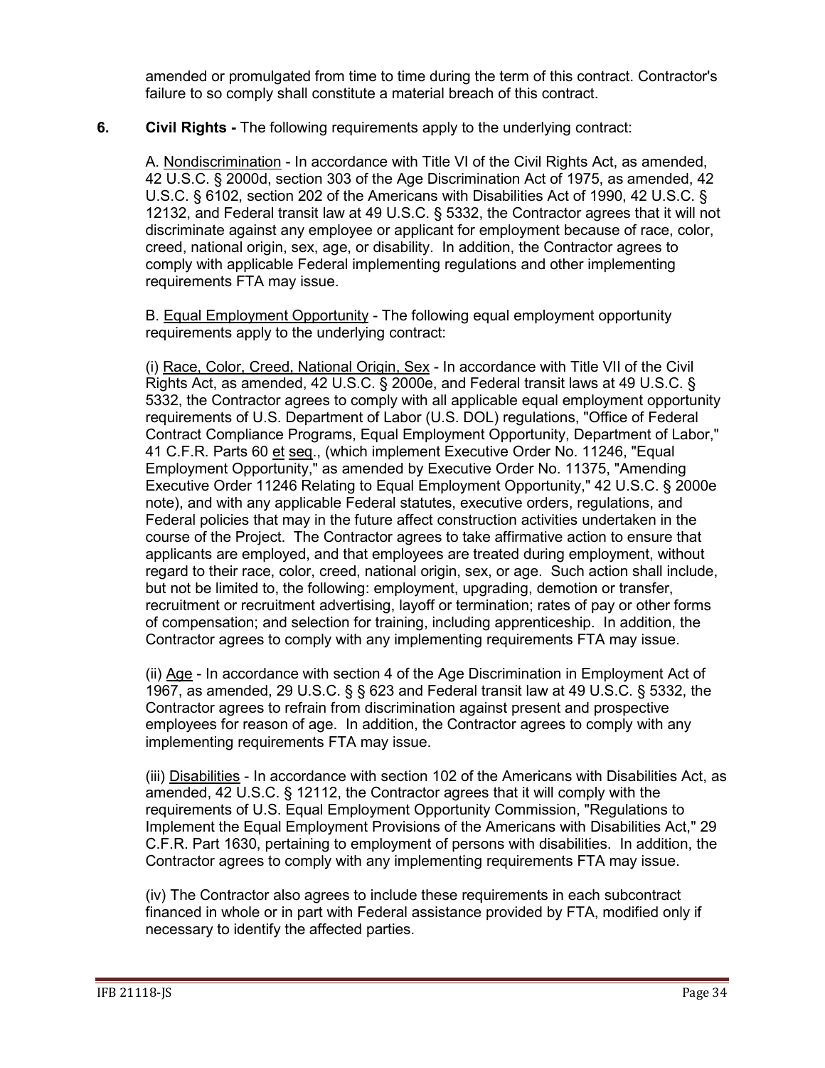amended or promulgated from time to time during the term of this contract. Contractor's failure to so comply shall constitute a material breach of this contract.

**6. Civil Rights -** The following requirements apply to the underlying contract:

A. Nondiscrimination - In accordance with Title VI of the Civil Rights Act, as amended, 42 U.S.C. § 2000d, section 303 of the Age Discrimination Act of 1975, as amended, 42 U.S.C. § 6102, section 202 of the Americans with Disabilities Act of 1990, 42 U.S.C. § 12132, and Federal transit law at 49 U.S.C. § 5332, the Contractor agrees that it will not discriminate against any employee or applicant for employment because of race, color, creed, national origin, sex, age, or disability. In addition, the Contractor agrees to comply with applicable Federal implementing regulations and other implementing requirements FTA may issue.

B. Equal Employment Opportunity - The following equal employment opportunity requirements apply to the underlying contract:

(i) Race, Color, Creed, National Origin, Sex - In accordance with Title VII of the Civil Rights Act, as amended, 42 U.S.C. § 2000e, and Federal transit laws at 49 U.S.C. § 5332, the Contractor agrees to comply with all applicable equal employment opportunity requirements of U.S. Department of Labor (U.S. DOL) regulations, "Office of Federal Contract Compliance Programs, Equal Employment Opportunity, Department of Labor," 41 C.F.R. Parts 60 et seq., (which implement Executive Order No. 11246, "Equal Employment Opportunity," as amended by Executive Order No. 11375, "Amending Executive Order 11246 Relating to Equal Employment Opportunity," 42 U.S.C. § 2000e note), and with any applicable Federal statutes, executive orders, regulations, and Federal policies that may in the future affect construction activities undertaken in the course of the Project. The Contractor agrees to take affirmative action to ensure that applicants are employed, and that employees are treated during employment, without regard to their race, color, creed, national origin, sex, or age. Such action shall include, but not be limited to, the following: employment, upgrading, demotion or transfer, recruitment or recruitment advertising, layoff or termination; rates of pay or other forms of compensation; and selection for training, including apprenticeship. In addition, the Contractor agrees to comply with any implementing requirements FTA may issue.

(ii) Age - In accordance with section 4 of the Age Discrimination in Employment Act of 1967, as amended, 29 U.S.C. § § 623 and Federal transit law at 49 U.S.C. § 5332, the Contractor agrees to refrain from discrimination against present and prospective employees for reason of age. In addition, the Contractor agrees to comply with any implementing requirements FTA may issue.

(iii) Disabilities - In accordance with section 102 of the Americans with Disabilities Act, as amended, 42 U.S.C. § 12112, the Contractor agrees that it will comply with the requirements of U.S. Equal Employment Opportunity Commission, "Regulations to Implement the Equal Employment Provisions of the Americans with Disabilities Act," 29 C.F.R. Part 1630, pertaining to employment of persons with disabilities. In addition, the Contractor agrees to comply with any implementing requirements FTA may issue.

(iv) The Contractor also agrees to include these requirements in each subcontract financed in whole or in part with Federal assistance provided by FTA, modified only if necessary to identify the affected parties.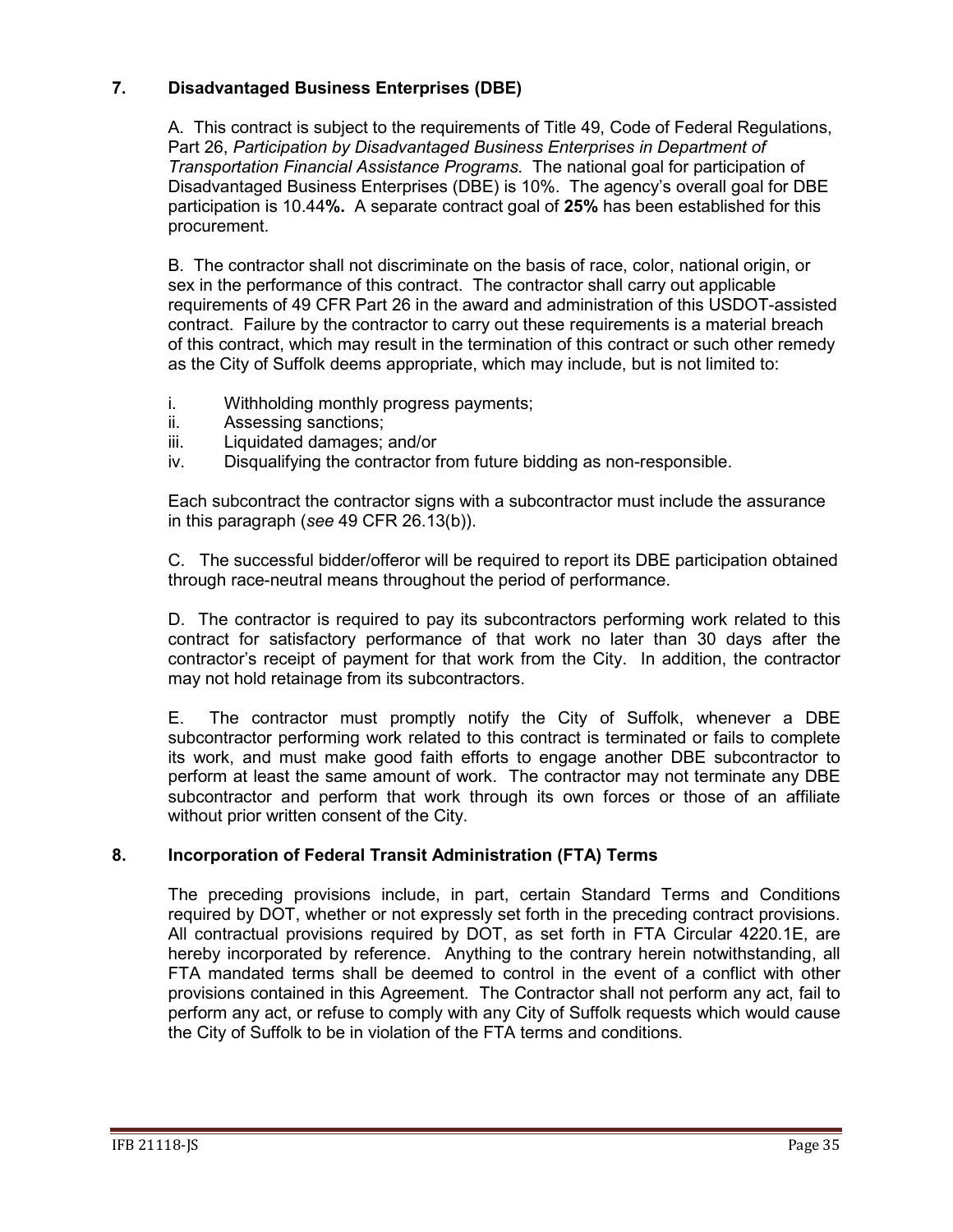## 7. Disadvantaged Business Enterprises (DBE)

A. This contract is subject to the requirements of Title 49, Code of Federal Regulations, Part 26, *Participation by Disadvantaged Business Enterprises in Department of Transportation Financial Assistance Programs.* The national goal for participation of Disadvantaged Business Enterprises (DBE) is 10%. The agency's overall goal for DBE participation is 10.44**%.** A separate contract goal of **25%** has been established for this procurement.

B. The contractor shall not discriminate on the basis of race, color, national origin, or sex in the performance of this contract. The contractor shall carry out applicable requirements of 49 CFR Part 26 in the award and administration of this USDOT-assisted contract. Failure by the contractor to carry out these requirements is a material breach of this contract, which may result in the termination of this contract or such other remedy as the City of Suffolk deems appropriate, which may include, but is not limited to:

i. Withholding monthly progress payments;
ii. Assessing sanctions;
iii. Liquidated damages; and/or
iv. Disqualifying the contractor from future bidding as non-responsible.

Each subcontract the contractor signs with a subcontractor must include the assurance in this paragraph (*see* 49 CFR 26.13(b)).

C. The successful bidder/offeror will be required to report its DBE participation obtained through race-neutral means throughout the period of performance.

D. The contractor is required to pay its subcontractors performing work related to this contract for satisfactory performance of that work no later than 30 days after the contractor's receipt of payment for that work from the City. In addition, the contractor may not hold retainage from its subcontractors.

E. The contractor must promptly notify the City of Suffolk, whenever a DBE subcontractor performing work related to this contract is terminated or fails to complete its work, and must make good faith efforts to engage another DBE subcontractor to perform at least the same amount of work. The contractor may not terminate any DBE subcontractor and perform that work through its own forces or those of an affiliate without prior written consent of the City.

## 8. Incorporation of Federal Transit Administration (FTA) Terms

The preceding provisions include, in part, certain Standard Terms and Conditions required by DOT, whether or not expressly set forth in the preceding contract provisions. All contractual provisions required by DOT, as set forth in FTA Circular 4220.1E, are hereby incorporated by reference. Anything to the contrary herein notwithstanding, all FTA mandated terms shall be deemed to control in the event of a conflict with other provisions contained in this Agreement. The Contractor shall not perform any act, fail to perform any act, or refuse to comply with any City of Suffolk requests which would cause the City of Suffolk to be in violation of the FTA terms and conditions.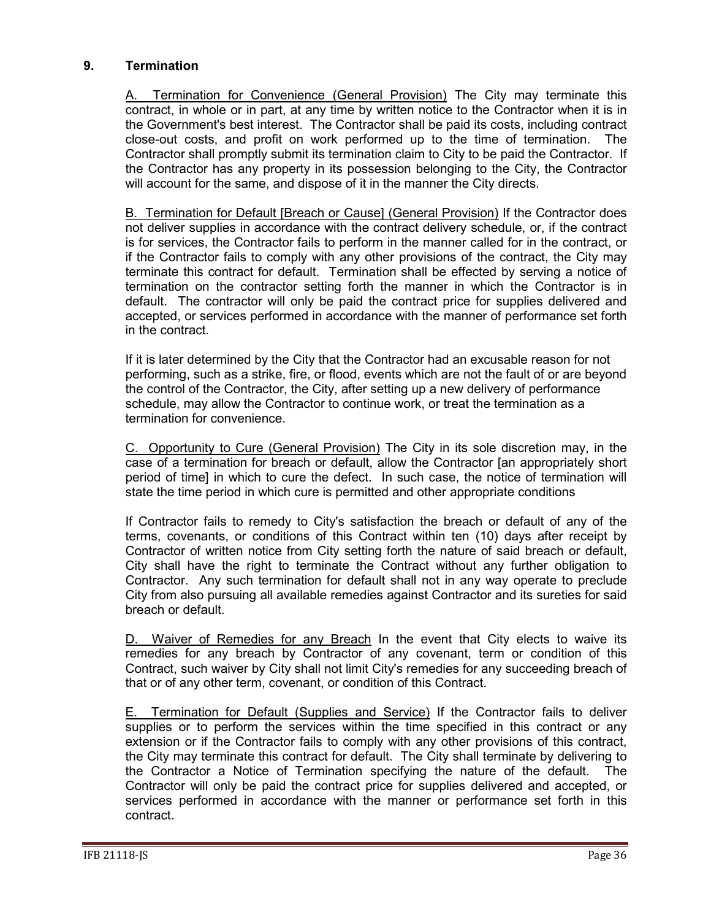## 9. Termination

A. Termination for Convenience (General Provision) The City may terminate this contract, in whole or in part, at any time by written notice to the Contractor when it is in the Government's best interest. The Contractor shall be paid its costs, including contract close-out costs, and profit on work performed up to the time of termination. The Contractor shall promptly submit its termination claim to City to be paid the Contractor. If the Contractor has any property in its possession belonging to the City, the Contractor will account for the same, and dispose of it in the manner the City directs.

B. Termination for Default [Breach or Cause] (General Provision) If the Contractor does not deliver supplies in accordance with the contract delivery schedule, or, if the contract is for services, the Contractor fails to perform in the manner called for in the contract, or if the Contractor fails to comply with any other provisions of the contract, the City may terminate this contract for default. Termination shall be effected by serving a notice of termination on the contractor setting forth the manner in which the Contractor is in default. The contractor will only be paid the contract price for supplies delivered and accepted, or services performed in accordance with the manner of performance set forth in the contract.

If it is later determined by the City that the Contractor had an excusable reason for not performing, such as a strike, fire, or flood, events which are not the fault of or are beyond the control of the Contractor, the City, after setting up a new delivery of performance schedule, may allow the Contractor to continue work, or treat the termination as a termination for convenience.

C. Opportunity to Cure (General Provision) The City in its sole discretion may, in the case of a termination for breach or default, allow the Contractor [an appropriately short period of time] in which to cure the defect. In such case, the notice of termination will state the time period in which cure is permitted and other appropriate conditions

If Contractor fails to remedy to City's satisfaction the breach or default of any of the terms, covenants, or conditions of this Contract within ten (10) days after receipt by Contractor of written notice from City setting forth the nature of said breach or default, City shall have the right to terminate the Contract without any further obligation to Contractor. Any such termination for default shall not in any way operate to preclude City from also pursuing all available remedies against Contractor and its sureties for said breach or default.

D. Waiver of Remedies for any Breach In the event that City elects to waive its remedies for any breach by Contractor of any covenant, term or condition of this Contract, such waiver by City shall not limit City's remedies for any succeeding breach of that or of any other term, covenant, or condition of this Contract.

E. Termination for Default (Supplies and Service) If the Contractor fails to deliver supplies or to perform the services within the time specified in this contract or any extension or if the Contractor fails to comply with any other provisions of this contract, the City may terminate this contract for default. The City shall terminate by delivering to the Contractor a Notice of Termination specifying the nature of the default. The Contractor will only be paid the contract price for supplies delivered and accepted, or services performed in accordance with the manner or performance set forth in this contract.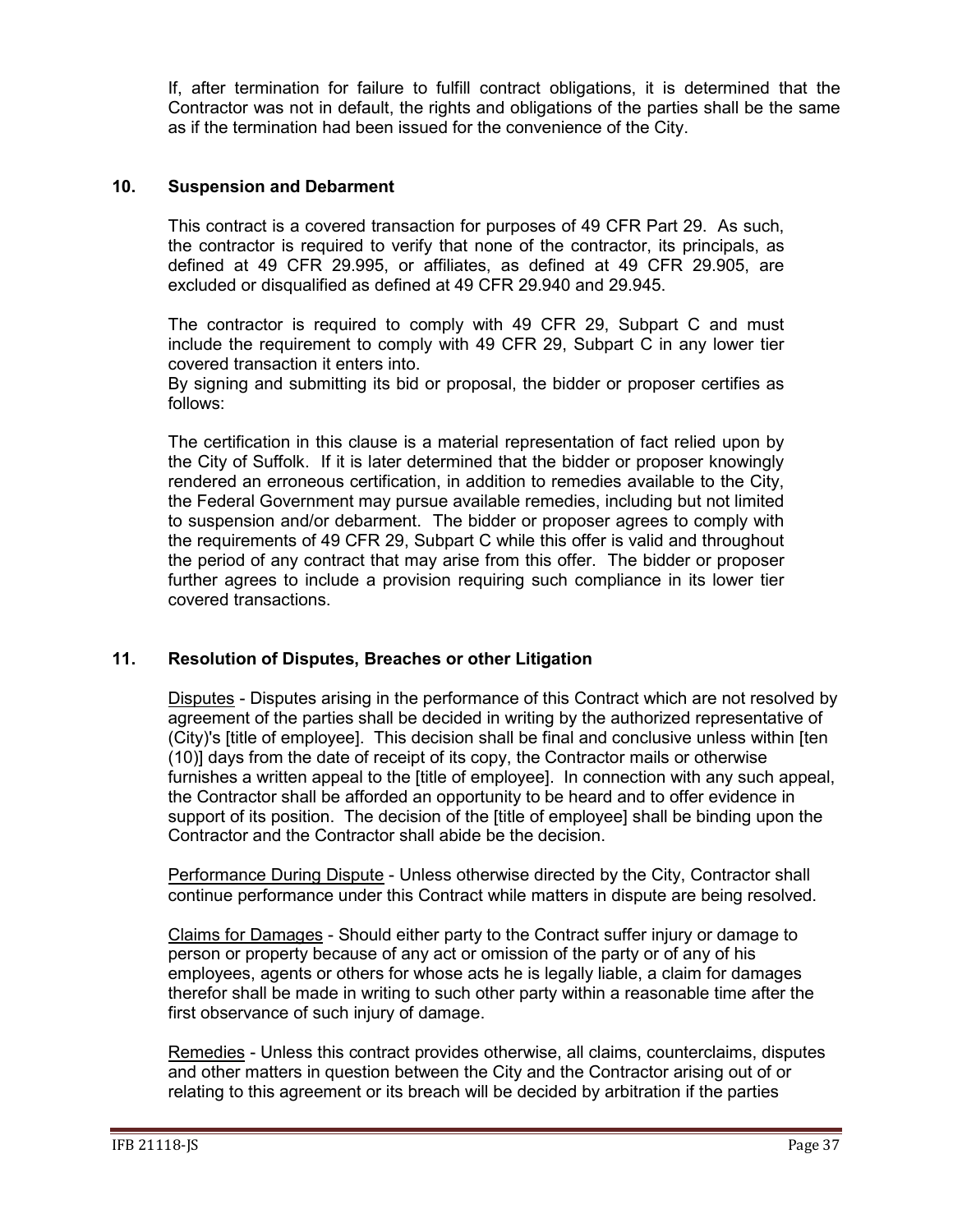If, after termination for failure to fulfill contract obligations, it is determined that the Contractor was not in default, the rights and obligations of the parties shall be the same as if the termination had been issued for the convenience of the City.

## 10. Suspension and Debarment

This contract is a covered transaction for purposes of 49 CFR Part 29. As such, the contractor is required to verify that none of the contractor, its principals, as defined at 49 CFR 29.995, or affiliates, as defined at 49 CFR 29.905, are excluded or disqualified as defined at 49 CFR 29.940 and 29.945.

The contractor is required to comply with 49 CFR 29, Subpart C and must include the requirement to comply with 49 CFR 29, Subpart C in any lower tier covered transaction it enters into.

By signing and submitting its bid or proposal, the bidder or proposer certifies as follows:

The certification in this clause is a material representation of fact relied upon by the City of Suffolk. If it is later determined that the bidder or proposer knowingly rendered an erroneous certification, in addition to remedies available to the City, the Federal Government may pursue available remedies, including but not limited to suspension and/or debarment. The bidder or proposer agrees to comply with the requirements of 49 CFR 29, Subpart C while this offer is valid and throughout the period of any contract that may arise from this offer. The bidder or proposer further agrees to include a provision requiring such compliance in its lower tier covered transactions.

## 11. Resolution of Disputes, Breaches or other Litigation

Disputes - Disputes arising in the performance of this Contract which are not resolved by agreement of the parties shall be decided in writing by the authorized representative of (City)'s [title of employee]. This decision shall be final and conclusive unless within [ten (10)] days from the date of receipt of its copy, the Contractor mails or otherwise furnishes a written appeal to the [title of employee]. In connection with any such appeal, the Contractor shall be afforded an opportunity to be heard and to offer evidence in support of its position. The decision of the [title of employee] shall be binding upon the Contractor and the Contractor shall abide be the decision.

Performance During Dispute - Unless otherwise directed by the City, Contractor shall continue performance under this Contract while matters in dispute are being resolved.

Claims for Damages - Should either party to the Contract suffer injury or damage to person or property because of any act or omission of the party or of any of his employees, agents or others for whose acts he is legally liable, a claim for damages therefor shall be made in writing to such other party within a reasonable time after the first observance of such injury of damage.

Remedies - Unless this contract provides otherwise, all claims, counterclaims, disputes and other matters in question between the City and the Contractor arising out of or relating to this agreement or its breach will be decided by arbitration if the parties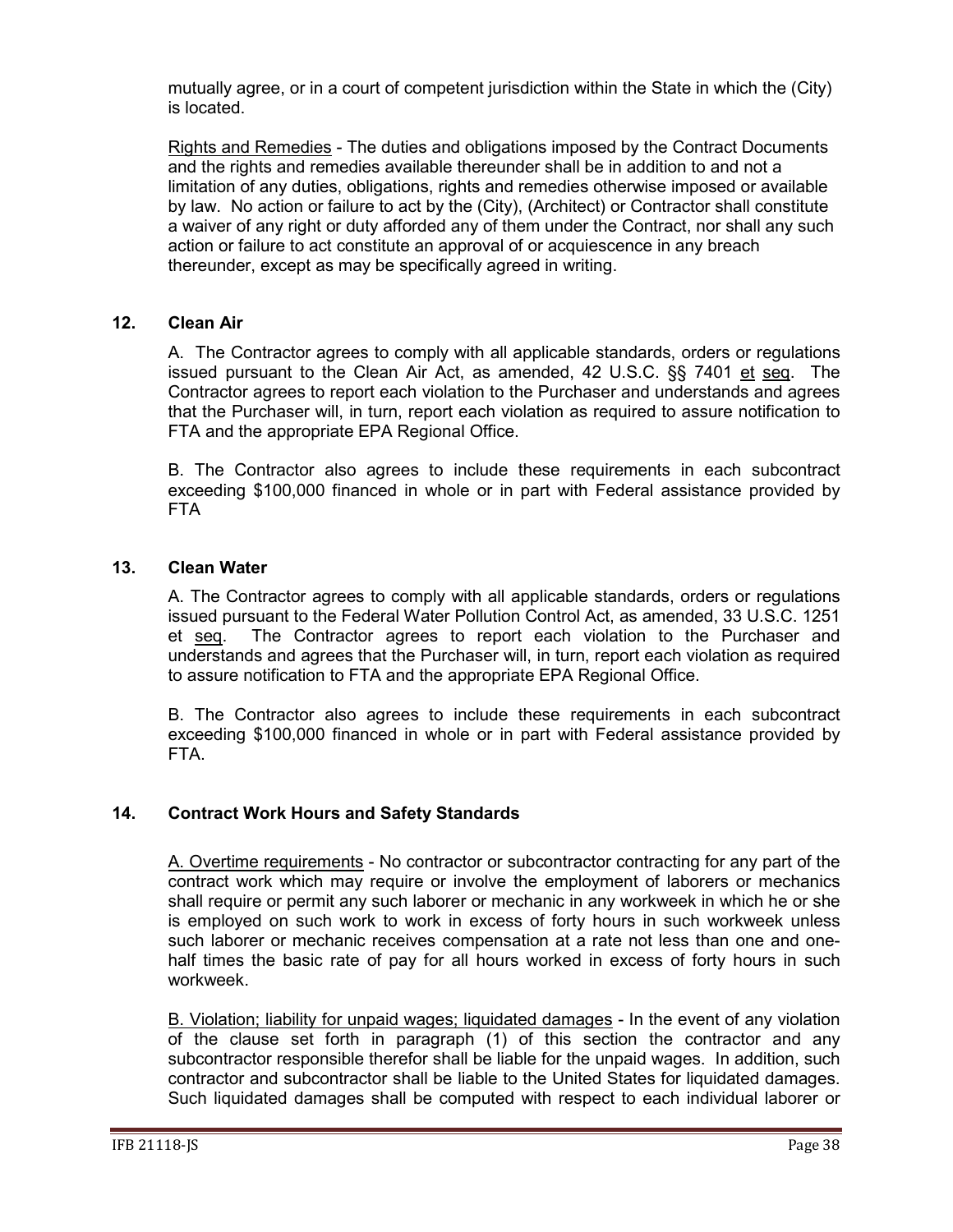mutually agree, or in a court of competent jurisdiction within the State in which the (City) is located.

Rights and Remedies - The duties and obligations imposed by the Contract Documents and the rights and remedies available thereunder shall be in addition to and not a limitation of any duties, obligations, rights and remedies otherwise imposed or available by law. No action or failure to act by the (City), (Architect) or Contractor shall constitute a waiver of any right or duty afforded any of them under the Contract, nor shall any such action or failure to act constitute an approval of or acquiescence in any breach thereunder, except as may be specifically agreed in writing.

### 12. Clean Air

A. The Contractor agrees to comply with all applicable standards, orders or regulations issued pursuant to the Clean Air Act, as amended, 42 U.S.C. §§ 7401 et seq. The Contractor agrees to report each violation to the Purchaser and understands and agrees that the Purchaser will, in turn, report each violation as required to assure notification to FTA and the appropriate EPA Regional Office.

B. The Contractor also agrees to include these requirements in each subcontract exceeding $100,000 financed in whole or in part with Federal assistance provided by FTA

### 13. Clean Water

A. The Contractor agrees to comply with all applicable standards, orders or regulations issued pursuant to the Federal Water Pollution Control Act, as amended, 33 U.S.C. 1251 et seq. The Contractor agrees to report each violation to the Purchaser and understands and agrees that the Purchaser will, in turn, report each violation as required to assure notification to FTA and the appropriate EPA Regional Office.

B. The Contractor also agrees to include these requirements in each subcontract exceeding $100,000 financed in whole or in part with Federal assistance provided by FTA.

### 14. Contract Work Hours and Safety Standards

A. Overtime requirements - No contractor or subcontractor contracting for any part of the contract work which may require or involve the employment of laborers or mechanics shall require or permit any such laborer or mechanic in any workweek in which he or she is employed on such work to work in excess of forty hours in such workweek unless such laborer or mechanic receives compensation at a rate not less than one and one-half times the basic rate of pay for all hours worked in excess of forty hours in such workweek.

B. Violation; liability for unpaid wages; liquidated damages - In the event of any violation of the clause set forth in paragraph (1) of this section the contractor and any subcontractor responsible therefor shall be liable for the unpaid wages. In addition, such contractor and subcontractor shall be liable to the United States for liquidated damages. Such liquidated damages shall be computed with respect to each individual laborer or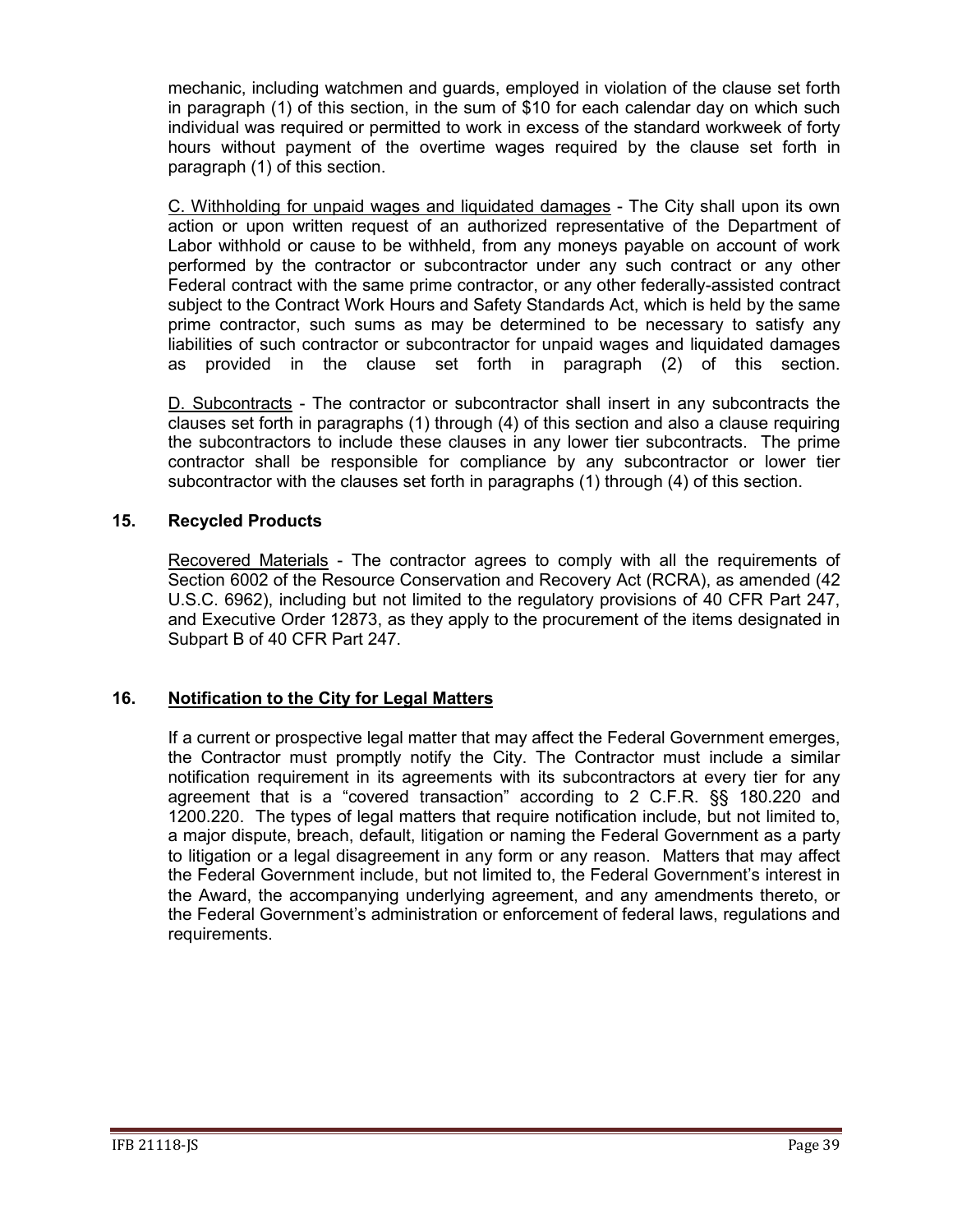mechanic, including watchmen and guards, employed in violation of the clause set forth in paragraph (1) of this section, in the sum of $10 for each calendar day on which such individual was required or permitted to work in excess of the standard workweek of forty hours without payment of the overtime wages required by the clause set forth in paragraph (1) of this section.

C. Withholding for unpaid wages and liquidated damages - The City shall upon its own action or upon written request of an authorized representative of the Department of Labor withhold or cause to be withheld, from any moneys payable on account of work performed by the contractor or subcontractor under any such contract or any other Federal contract with the same prime contractor, or any other federally-assisted contract subject to the Contract Work Hours and Safety Standards Act, which is held by the same prime contractor, such sums as may be determined to be necessary to satisfy any liabilities of such contractor or subcontractor for unpaid wages and liquidated damages as provided in the clause set forth in paragraph (2) of this section.

D. Subcontracts - The contractor or subcontractor shall insert in any subcontracts the clauses set forth in paragraphs (1) through (4) of this section and also a clause requiring the subcontractors to include these clauses in any lower tier subcontracts. The prime contractor shall be responsible for compliance by any subcontractor or lower tier subcontractor with the clauses set forth in paragraphs (1) through (4) of this section.

## 15. Recycled Products

Recovered Materials - The contractor agrees to comply with all the requirements of Section 6002 of the Resource Conservation and Recovery Act (RCRA), as amended (42 U.S.C. 6962), including but not limited to the regulatory provisions of 40 CFR Part 247, and Executive Order 12873, as they apply to the procurement of the items designated in Subpart B of 40 CFR Part 247.

## 16. Notification to the City for Legal Matters

If a current or prospective legal matter that may affect the Federal Government emerges, the Contractor must promptly notify the City. The Contractor must include a similar notification requirement in its agreements with its subcontractors at every tier for any agreement that is a "covered transaction" according to 2 C.F.R. §§ 180.220 and 1200.220. The types of legal matters that require notification include, but not limited to, a major dispute, breach, default, litigation or naming the Federal Government as a party to litigation or a legal disagreement in any form or any reason. Matters that may affect the Federal Government include, but not limited to, the Federal Government's interest in the Award, the accompanying underlying agreement, and any amendments thereto, or the Federal Government's administration or enforcement of federal laws, regulations and requirements.